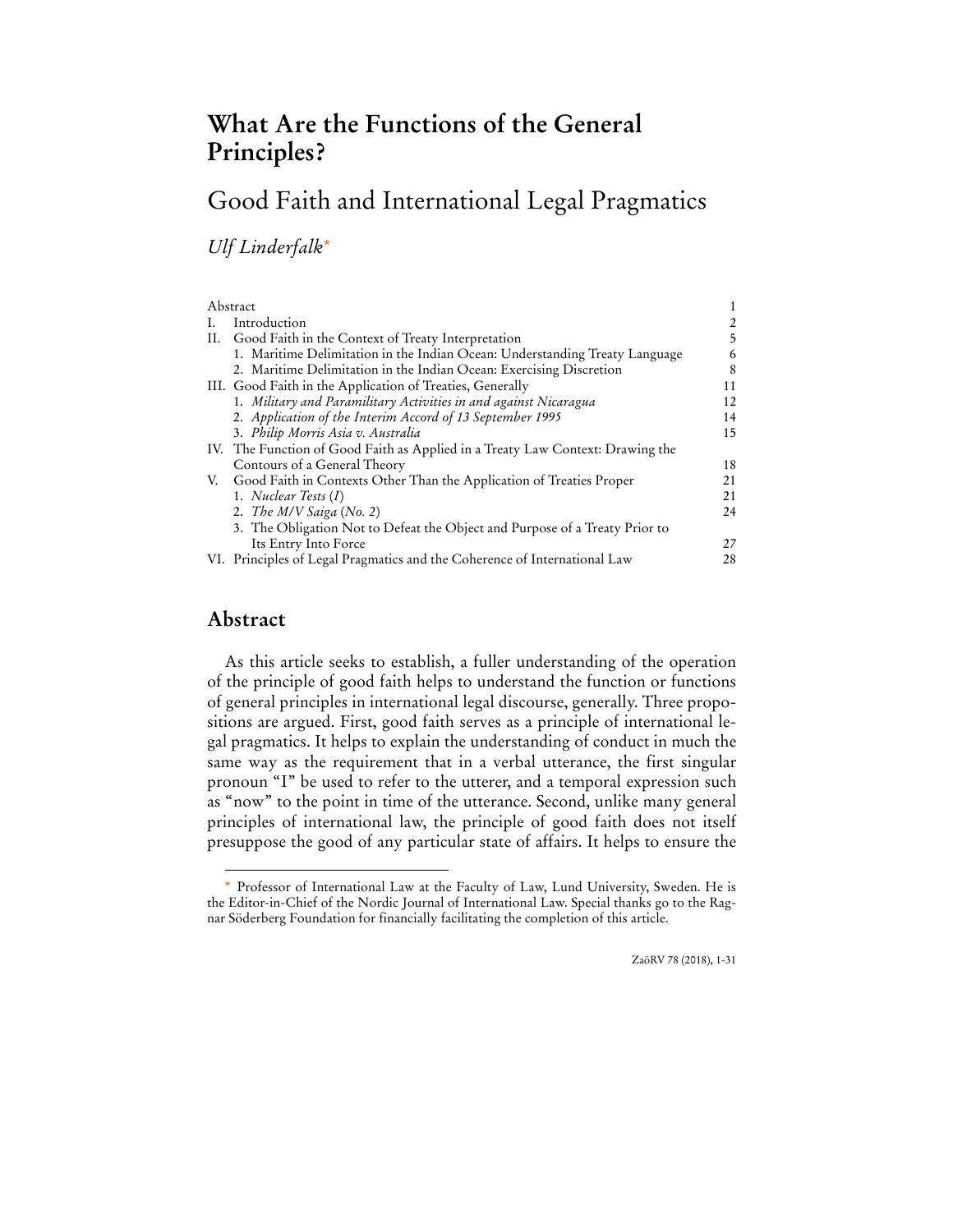# What Are the Functions of the General Principles?

## Good Faith and International Legal Pragmatics

*Ulf Linderfalk*[*]

| | | |
|---|---|---|
| Abstract | | 1 |
| I. | Introduction | 2 |
| II. | Good Faith in the Context of Treaty Interpretation | 5 |
| | 1. Maritime Delimitation in the Indian Ocean: Understanding Treaty Language | 6 |
| | 2. Maritime Delimitation in the Indian Ocean: Exercising Discretion | 8 |
| III. | Good Faith in the Application of Treaties, Generally | 11 |
| | 1. *Military and Paramilitary Activities in and against Nicaragua* | 12 |
| | 2. *Application of the Interim Accord of 13 September 1995* | 14 |
| | 3. *Philip Morris Asia v. Australia* | 15 |
| IV. | The Function of Good Faith as Applied in a Treaty Law Context: Drawing the Contours of a General Theory | 18 |
| V. | Good Faith in Contexts Other Than the Application of Treaties Proper | 21 |
| | 1. *Nuclear Tests* (*I*) | 21 |
| | 2. *The M/V Saiga* (*No. 2*) | 24 |
| | 3. The Obligation Not to Defeat the Object and Purpose of a Treaty Prior to Its Entry Into Force | 27 |
| VI. | Principles of Legal Pragmatics and the Coherence of International Law | 28 |

## Abstract

As this article seeks to establish, a fuller understanding of the operation of the principle of good faith helps to understand the function or functions of general principles in international legal discourse, generally. Three propositions are argued. First, good faith serves as a principle of international legal pragmatics. It helps to explain the understanding of conduct in much the same way as the requirement that in a verbal utterance, the first singular pronoun "I" be used to refer to the utterer, and a temporal expression such as "now" to the point in time of the utterance. Second, unlike many general principles of international law, the principle of good faith does not itself presuppose the good of any particular state of affairs. It helps to ensure the

[*] Professor of International Law at the Faculty of Law, Lund University, Sweden. He is the Editor-in-Chief of the Nordic Journal of International Law. Special thanks go to the Ragnar Söderberg Foundation for financially facilitating the completion of this article.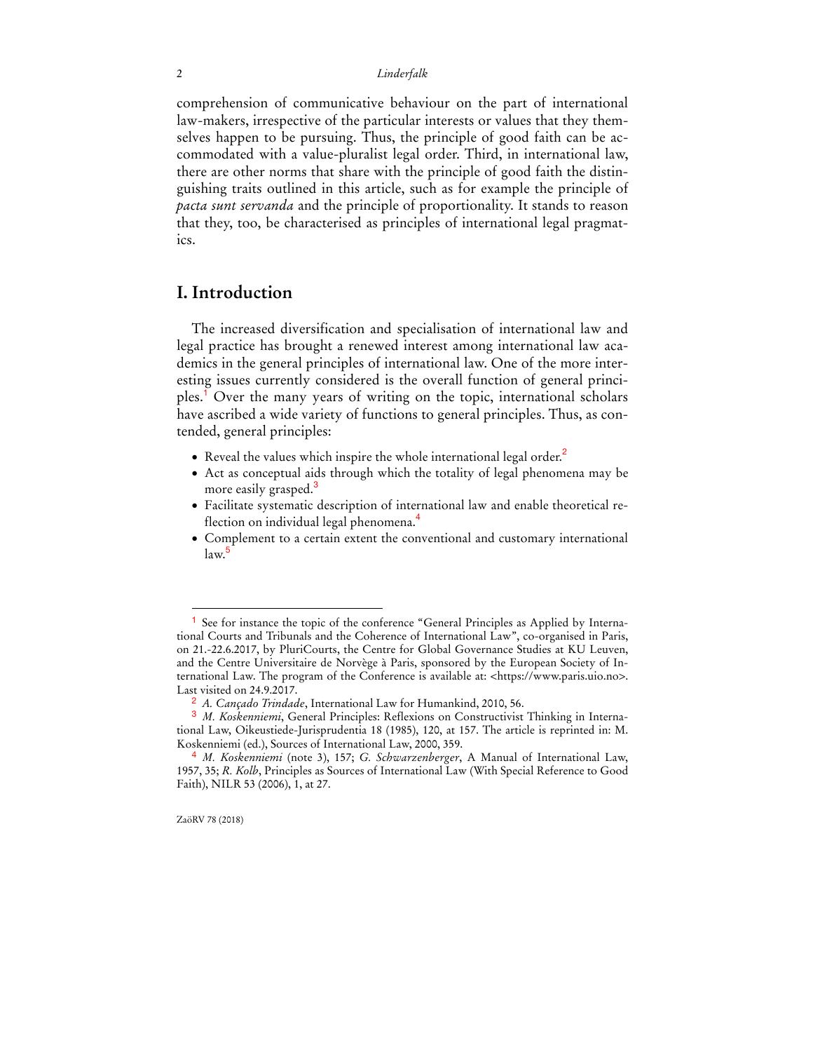comprehension of communicative behaviour on the part of international law-makers, irrespective of the particular interests or values that themselves happen to be pursuing. Thus, the principle of good faith can be accommodated with a value-pluralist legal order. Third, in international law, there are other norms that share with the principle of good faith the distinguishing traits outlined in this article, such as for example the principle of *pacta sunt servanda* and the principle of proportionality. It stands to reason that they, too, be characterised as principles of international legal pragmatics.

## I. Introduction

The increased diversification and specialisation of international law and legal practice has brought a renewed interest among international law academics in the general principles of international law. One of the more interesting issues currently considered is the overall function of general principles.[1] Over the many years of writing on the topic, international scholars have ascribed a wide variety of functions to general principles. Thus, as contended, general principles:

- Reveal the values which inspire the whole international legal order.[2]
- Act as conceptual aids through which the totality of legal phenomena may be more easily grasped.[3]
- Facilitate systematic description of international law and enable theoretical reflection on individual legal phenomena.[4]
- Complement to a certain extent the conventional and customary international law.[5]

---

[1] See for instance the topic of the conference "General Principles as Applied by International Courts and Tribunals and the Coherence of International Law", co-organised in Paris, on 21.-22.6.2017, by PluriCourts, the Centre for Global Governance Studies at KU Leuven, and the Centre Universitaire de Norvège à Paris, sponsored by the European Society of International Law. The program of the Conference is available at: <https://www.paris.uio.no>. Last visited on 24.9.2017.

[2] *A. Cançado Trindade*, International Law for Humankind, 2010, 56.

[3] *M. Koskenniemi*, General Principles: Reflexions on Constructivist Thinking in International Law, Oikeustiede-Jurisprudentia 18 (1985), 120, at 157. The article is reprinted in: M. Koskenniemi (ed.), Sources of International Law, 2000, 359.

[4] *M. Koskenniemi* (note 3), 157; *G. Schwarzenberger*, A Manual of International Law, 1957, 35; *R. Kolb*, Principles as Sources of International Law (With Special Reference to Good Faith), NILR 53 (2006), 1, at 27.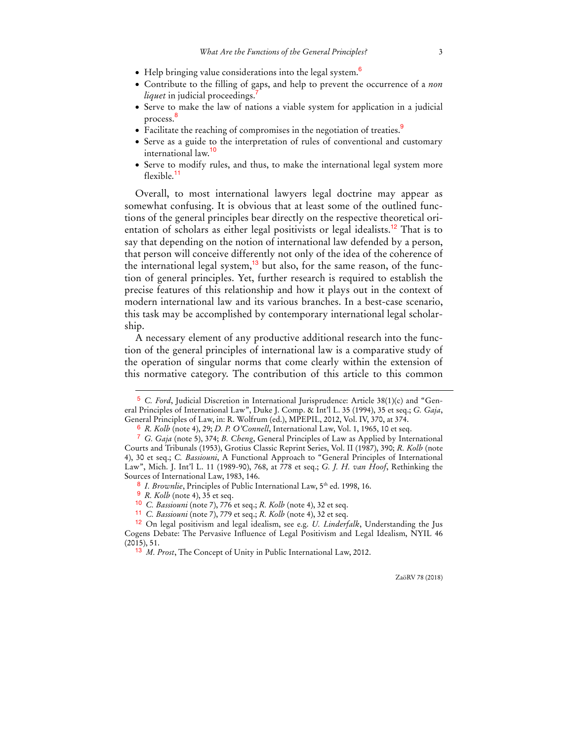- Help bringing value considerations into the legal system.[6]
- Contribute to the filling of gaps, and help to prevent the occurrence of a *non liquet* in judicial proceedings.[7]
- Serve to make the law of nations a viable system for application in a judicial process.[8]
- Facilitate the reaching of compromises in the negotiation of treaties.[9]
- Serve as a guide to the interpretation of rules of conventional and customary international law.[10]
- Serve to modify rules, and thus, to make the international legal system more flexible.[11]

Overall, to most international lawyers legal doctrine may appear as somewhat confusing. It is obvious that at least some of the outlined functions of the general principles bear directly on the respective theoretical orientation of scholars as either legal positivists or legal idealists.[12] That is to say that depending on the notion of international law defended by a person, that person will conceive differently not only of the idea of the coherence of the international legal system,[13] but also, for the same reason, of the function of general principles. Yet, further research is required to establish the precise features of this relationship and how it plays out in the context of modern international law and its various branches. In a best-case scenario, this task may be accomplished by contemporary international legal scholarship.

A necessary element of any productive additional research into the function of the general principles of international law is a comparative study of the operation of singular norms that come clearly within the extension of this normative category. The contribution of this article to this common

---

[5] *C. Ford*, Judicial Discretion in International Jurisprudence: Article 38(1)(c) and "General Principles of International Law", Duke J. Comp. & Int'l L. 35 (1994), 35 et seq.; *G. Gaja*, General Principles of Law, in: R. Wolfrum (ed.), MPEPIL, 2012, Vol. IV, 370, at 374.

[6] *R. Kolb* (note 4), 29; *D. P. O'Connell*, International Law, Vol. 1, 1965, 10 et seq.

[7] *G. Gaja* (note 5), 374; *B. Cheng*, General Principles of Law as Applied by International Courts and Tribunals (1953), Grotius Classic Reprint Series, Vol. II (1987), 390; *R. Kolb* (note 4), 30 et seq.; *C. Bassiouni*, A Functional Approach to "General Principles of International Law", Mich. J. Int'l L. 11 (1989-90), 768, at 778 et seq.; *G. J. H. van Hoof*, Rethinking the Sources of International Law, 1983, 146.

[8] *I. Brownlie*, Principles of Public International Law, 5th ed. 1998, 16.

[9] *R. Kolb* (note 4), 35 et seq.

[10] *C. Bassiouni* (note 7), 776 et seq.; *R. Kolb* (note 4), 32 et seq.

[11] *C. Bassiouni* (note 7), 779 et seq.; *R. Kolb* (note 4), 32 et seq.

[12] On legal positivism and legal idealism, see e.g. *U. Linderfalk*, Understanding the Jus Cogens Debate: The Pervasive Influence of Legal Positivism and Legal Idealism, NYIL 46 (2015), 51.

[13] *M. Prost*, The Concept of Unity in Public International Law, 2012.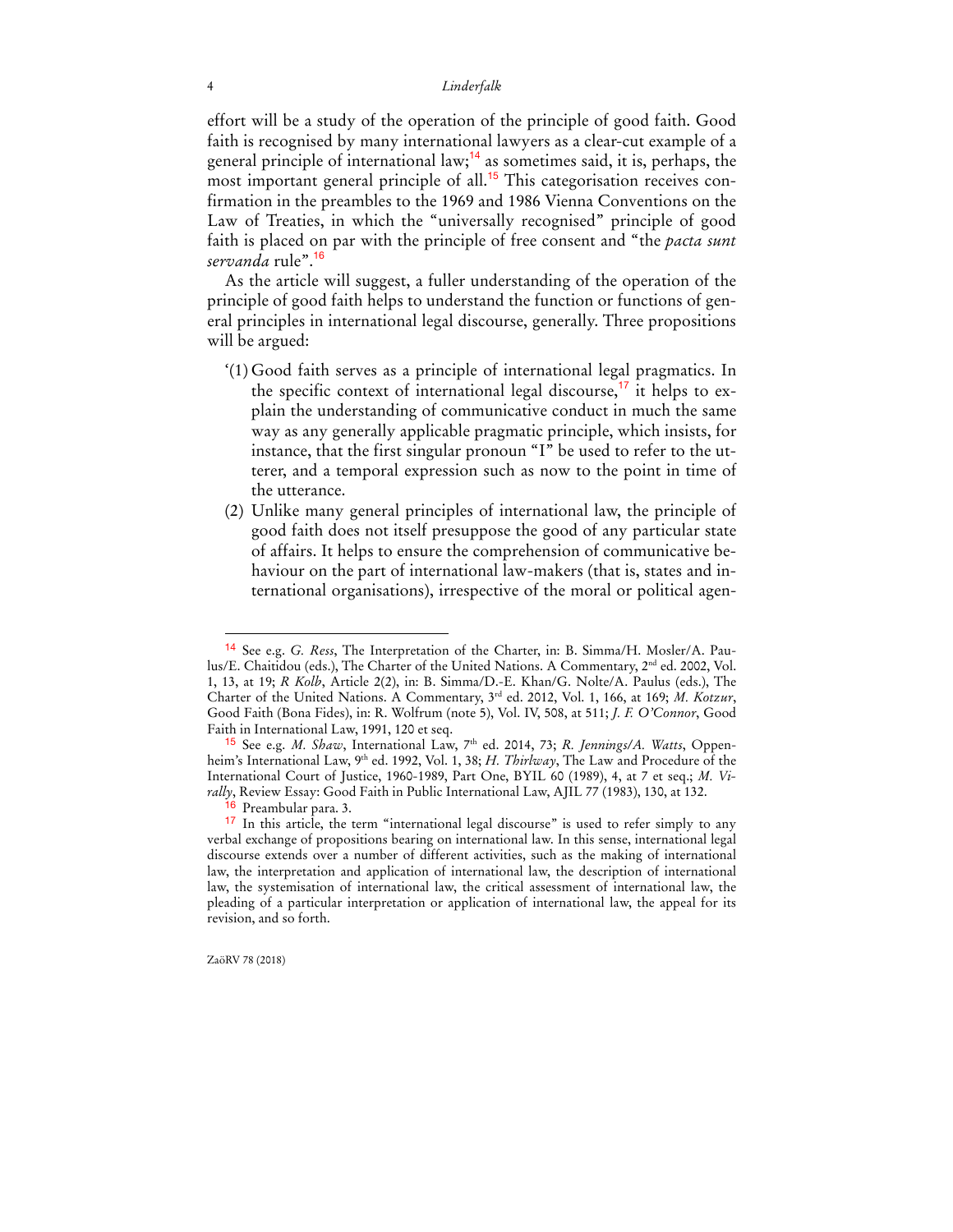effort will be a study of the operation of the principle of good faith. Good faith is recognised by many international lawyers as a clear-cut example of a general principle of international law;[14] as sometimes said, it is, perhaps, the most important general principle of all.[15] This categorisation receives confirmation in the preambles to the 1969 and 1986 Vienna Conventions on the Law of Treaties, in which the "universally recognised" principle of good faith is placed on par with the principle of free consent and "the *pacta sunt servanda* rule".[16]

As the article will suggest, a fuller understanding of the operation of the principle of good faith helps to understand the function or functions of general principles in international legal discourse, generally. Three propositions will be argued:

'(1) Good faith serves as a principle of international legal pragmatics. In the specific context of international legal discourse,[17] it helps to explain the understanding of communicative conduct in much the same way as any generally applicable pragmatic principle, which insists, for instance, that the first singular pronoun "I" be used to refer to the utterer, and a temporal expression such as now to the point in time of the utterance.

(2) Unlike many general principles of international law, the principle of good faith does not itself presuppose the good of any particular state of affairs. It helps to ensure the comprehension of communicative behaviour on the part of international law-makers (that is, states and international organisations), irrespective of the moral or political agen-

---

[14] See e.g. *G. Ress*, The Interpretation of the Charter, in: B. Simma/H. Mosler/A. Paulus/E. Chaitidou (eds.), The Charter of the United Nations. A Commentary, 2nd ed. 2002, Vol. 1, 13, at 19; *R Kolb*, Article 2(2), in: B. Simma/D.-E. Khan/G. Nolte/A. Paulus (eds.), The Charter of the United Nations. A Commentary, 3rd ed. 2012, Vol. 1, 166, at 169; *M. Kotzur*, Good Faith (Bona Fides), in: R. Wolfrum (note 5), Vol. IV, 508, at 511; *J. F. O'Connor*, Good Faith in International Law, 1991, 120 et seq.

[15] See e.g. *M. Shaw*, International Law, 7th ed. 2014, 73; *R. Jennings/A. Watts*, Oppenheim's International Law, 9th ed. 1992, Vol. 1, 38; *H. Thirlway*, The Law and Procedure of the International Court of Justice, 1960-1989, Part One, BYIL 60 (1989), 4, at 7 et seq.; *M. Virally*, Review Essay: Good Faith in Public International Law, AJIL 77 (1983), 130, at 132.

[16] Preambular para. 3.

[17] In this article, the term "international legal discourse" is used to refer simply to any verbal exchange of propositions bearing on international law. In this sense, international legal discourse extends over a number of different activities, such as the making of international law, the interpretation and application of international law, the description of international law, the systemisation of international law, the critical assessment of international law, the pleading of a particular interpretation or application of international law, the appeal for its revision, and so forth.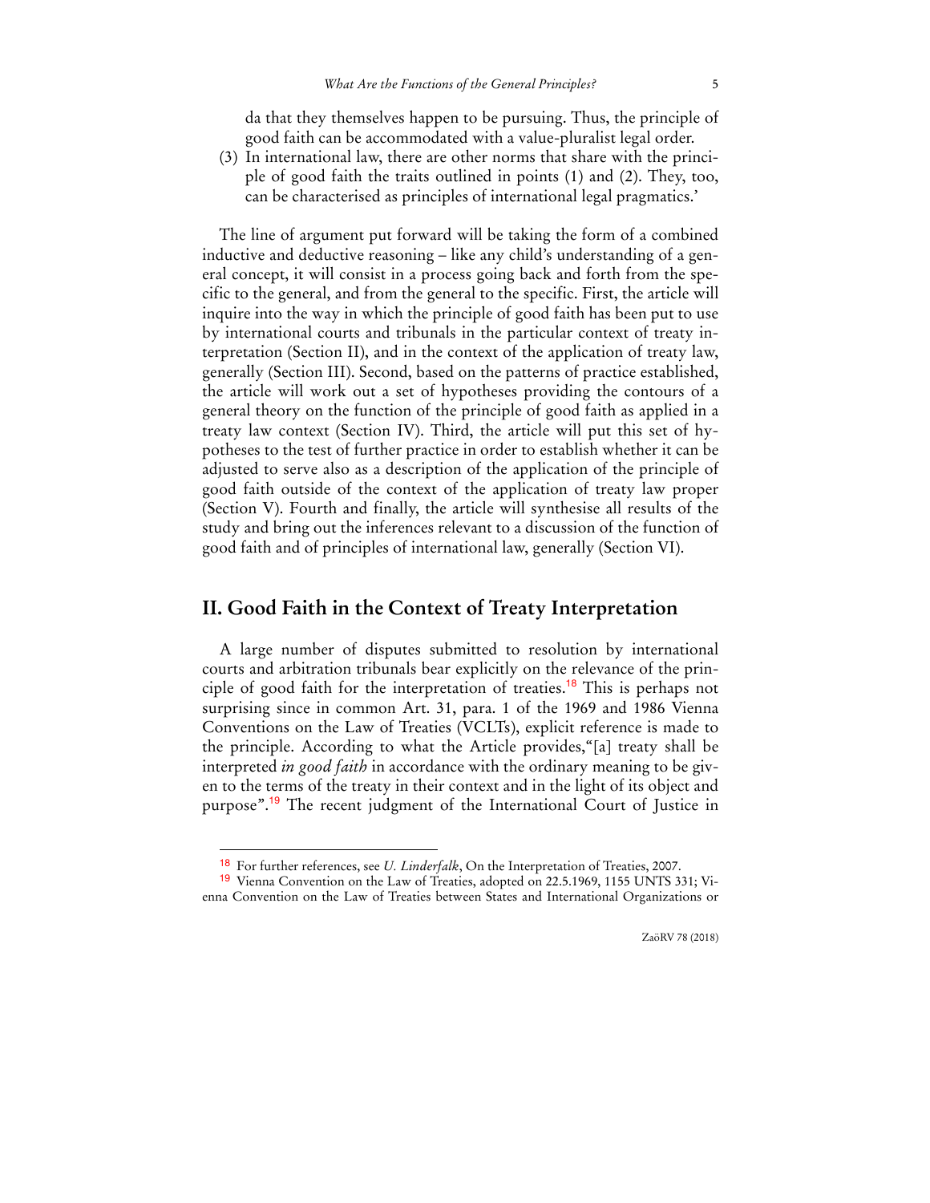da that they themselves happen to be pursuing. Thus, the principle of good faith can be accommodated with a value-pluralist legal order.

(3) In international law, there are other norms that share with the principle of good faith the traits outlined in points (1) and (2). They, too, can be characterised as principles of international legal pragmatics.'

The line of argument put forward will be taking the form of a combined inductive and deductive reasoning – like any child's understanding of a general concept, it will consist in a process going back and forth from the specific to the general, and from the general to the specific. First, the article will inquire into the way in which the principle of good faith has been put to use by international courts and tribunals in the particular context of treaty interpretation (Section II), and in the context of the application of treaty law, generally (Section III). Second, based on the patterns of practice established, the article will work out a set of hypotheses providing the contours of a general theory on the function of the principle of good faith as applied in a treaty law context (Section IV). Third, the article will put this set of hypotheses to the test of further practice in order to establish whether it can be adjusted to serve also as a description of the application of the principle of good faith outside of the context of the application of treaty law proper (Section V). Fourth and finally, the article will synthesise all results of the study and bring out the inferences relevant to a discussion of the function of good faith and of principles of international law, generally (Section VI).

## II. Good Faith in the Context of Treaty Interpretation

A large number of disputes submitted to resolution by international courts and arbitration tribunals bear explicitly on the relevance of the principle of good faith for the interpretation of treaties.[18] This is perhaps not surprising since in common Art. 31, para. 1 of the 1969 and 1986 Vienna Conventions on the Law of Treaties (VCLTs), explicit reference is made to the principle. According to what the Article provides,"[a] treaty shall be interpreted *in good faith* in accordance with the ordinary meaning to be given to the terms of the treaty in their context and in the light of its object and purpose".[19] The recent judgment of the International Court of Justice in

---

[18] For further references, see *U. Linderfalk*, On the Interpretation of Treaties, 2007.

[19] Vienna Convention on the Law of Treaties, adopted on 22.5.1969, 1155 UNTS 331; Vienna Convention on the Law of Treaties between States and International Organizations or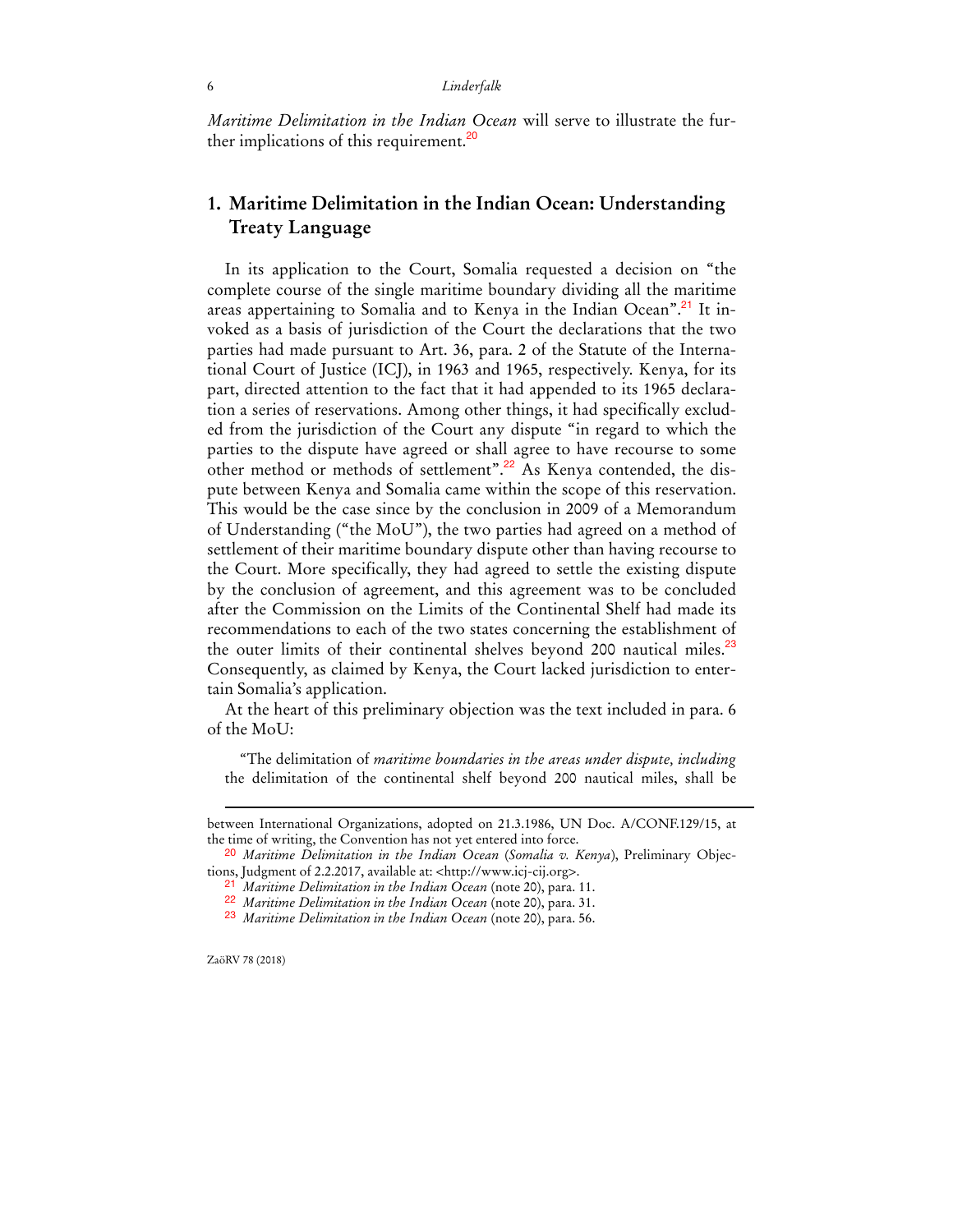*Maritime Delimitation in the Indian Ocean* will serve to illustrate the further implications of this requirement.[20]

## 1. Maritime Delimitation in the Indian Ocean: Understanding Treaty Language

In its application to the Court, Somalia requested a decision on "the complete course of the single maritime boundary dividing all the maritime areas appertaining to Somalia and to Kenya in the Indian Ocean".[21] It invoked as a basis of jurisdiction of the Court the declarations that the two parties had made pursuant to Art. 36, para. 2 of the Statute of the International Court of Justice (ICJ), in 1963 and 1965, respectively. Kenya, for its part, directed attention to the fact that it had appended to its 1965 declaration a series of reservations. Among other things, it had specifically excluded from the jurisdiction of the Court any dispute "in regard to which the parties to the dispute have agreed or shall agree to have recourse to some other method or methods of settlement".[22] As Kenya contended, the dispute between Kenya and Somalia came within the scope of this reservation. This would be the case since by the conclusion in 2009 of a Memorandum of Understanding ("the MoU"), the two parties had agreed on a method of settlement of their maritime boundary dispute other than having recourse to the Court. More specifically, they had agreed to settle the existing dispute by the conclusion of agreement, and this agreement was to be concluded after the Commission on the Limits of the Continental Shelf had made its recommendations to each of the two states concerning the establishment of the outer limits of their continental shelves beyond 200 nautical miles.[23] Consequently, as claimed by Kenya, the Court lacked jurisdiction to entertain Somalia's application.

At the heart of this preliminary objection was the text included in para. 6 of the MoU:

> "The delimitation of *maritime boundaries in the areas under dispute, including* the delimitation of the continental shelf beyond 200 nautical miles, shall be

---

between International Organizations, adopted on 21.3.1986, UN Doc. A/CONF.129/15, at the time of writing, the Convention has not yet entered into force.

[20] *Maritime Delimitation in the Indian Ocean* (*Somalia v. Kenya*), Preliminary Objections, Judgment of 2.2.2017, available at: <http://www.icj-cij.org>.

[21] *Maritime Delimitation in the Indian Ocean* (note 20), para. 11.

[22] *Maritime Delimitation in the Indian Ocean* (note 20), para. 31.

[23] *Maritime Delimitation in the Indian Ocean* (note 20), para. 56.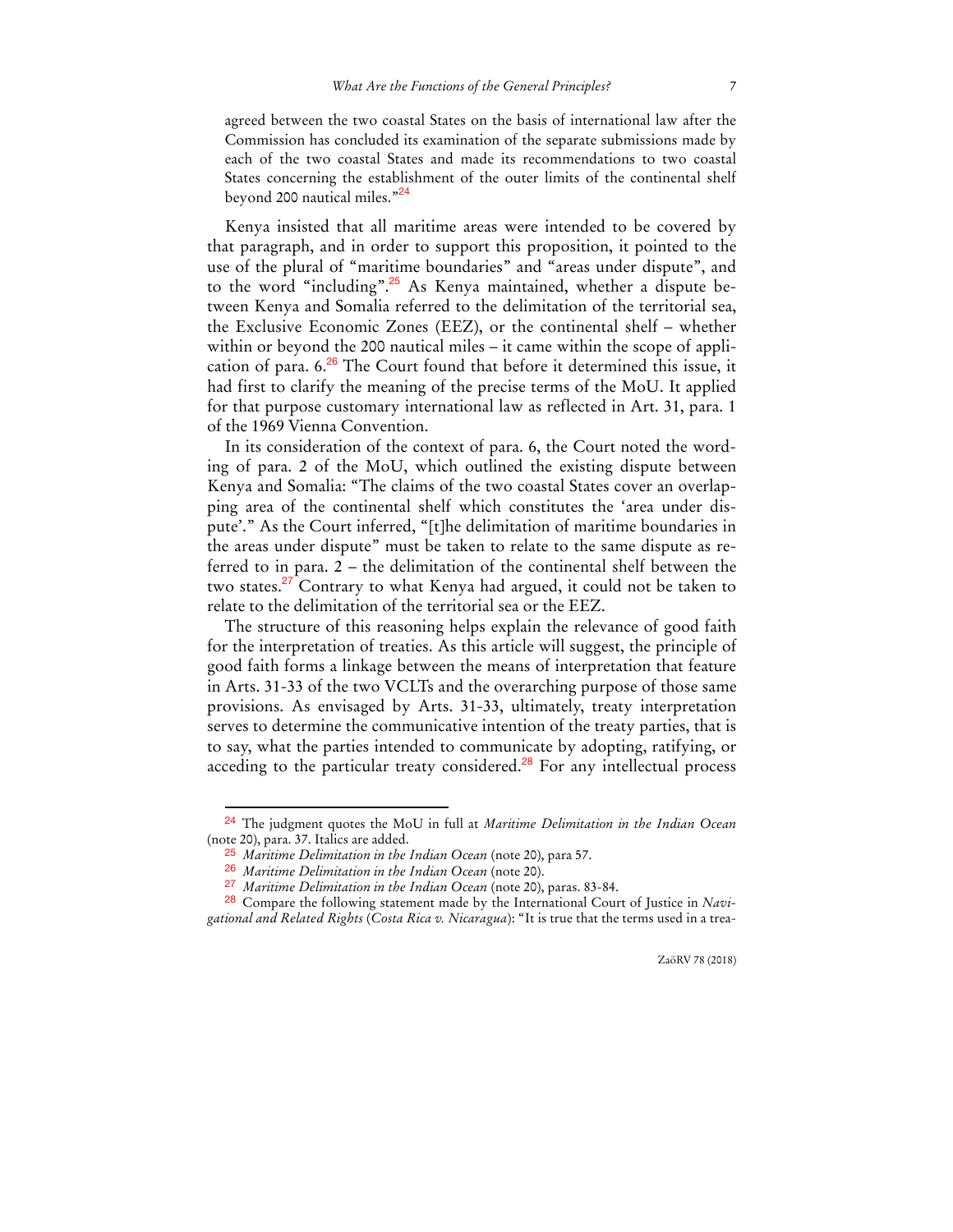agreed between the two coastal States on the basis of international law after the Commission has concluded its examination of the separate submissions made by each of the two coastal States and made its recommendations to two coastal States concerning the establishment of the outer limits of the continental shelf beyond 200 nautical miles."[24]

Kenya insisted that all maritime areas were intended to be covered by that paragraph, and in order to support this proposition, it pointed to the use of the plural of "maritime boundaries" and "areas under dispute", and to the word "including".[25] As Kenya maintained, whether a dispute between Kenya and Somalia referred to the delimitation of the territorial sea, the Exclusive Economic Zones (EEZ), or the continental shelf – whether within or beyond the 200 nautical miles – it came within the scope of application of para. 6.[26] The Court found that before it determined this issue, it had first to clarify the meaning of the precise terms of the MoU. It applied for that purpose customary international law as reflected in Art. 31, para. 1 of the 1969 Vienna Convention.

In its consideration of the context of para. 6, the Court noted the wording of para. 2 of the MoU, which outlined the existing dispute between Kenya and Somalia: "The claims of the two coastal States cover an overlapping area of the continental shelf which constitutes the 'area under dispute'." As the Court inferred, "[t]he delimitation of maritime boundaries in the areas under dispute" must be taken to relate to the same dispute as referred to in para. 2 – the delimitation of the continental shelf between the two states.[27] Contrary to what Kenya had argued, it could not be taken to relate to the delimitation of the territorial sea or the EEZ.

The structure of this reasoning helps explain the relevance of good faith for the interpretation of treaties. As this article will suggest, the principle of good faith forms a linkage between the means of interpretation that feature in Arts. 31-33 of the two VCLTs and the overarching purpose of those same provisions. As envisaged by Arts. 31-33, ultimately, treaty interpretation serves to determine the communicative intention of the treaty parties, that is to say, what the parties intended to communicate by adopting, ratifying, or acceding to the particular treaty considered.[28] For any intellectual process

---

[24] The judgment quotes the MoU in full at *Maritime Delimitation in the Indian Ocean* (note 20), para. 37. Italics are added.

[25] *Maritime Delimitation in the Indian Ocean* (note 20), para 57.

[26] *Maritime Delimitation in the Indian Ocean* (note 20).

[27] *Maritime Delimitation in the Indian Ocean* (note 20), paras. 83-84.

[28] Compare the following statement made by the International Court of Justice in *Navigational and Related Rights* (*Costa Rica v. Nicaragua*): "It is true that the terms used in a trea-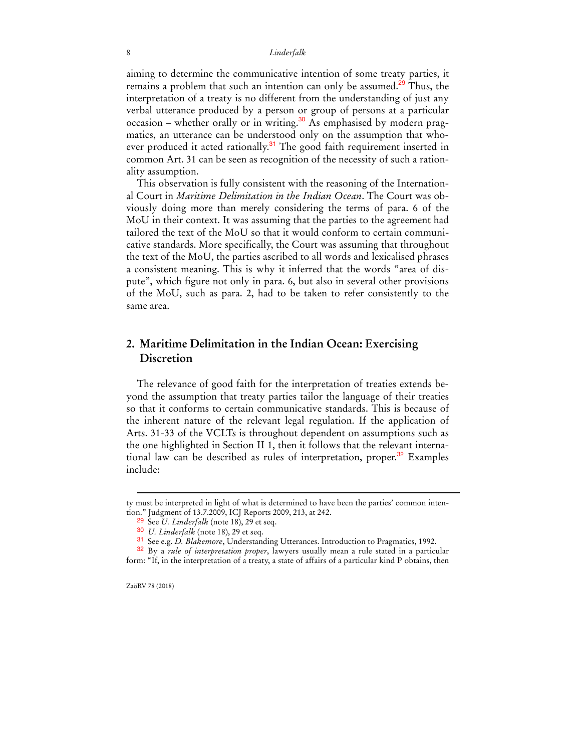aiming to determine the communicative intention of some treaty parties, it remains a problem that such an intention can only be assumed.[29] Thus, the interpretation of a treaty is no different from the understanding of just any verbal utterance produced by a person or group of persons at a particular occasion – whether orally or in writing.[30] As emphasised by modern pragmatics, an utterance can be understood only on the assumption that whoever produced it acted rationally.[31] The good faith requirement inserted in common Art. 31 can be seen as recognition of the necessity of such a rationality assumption.

This observation is fully consistent with the reasoning of the International Court in *Maritime Delimitation in the Indian Ocean*. The Court was obviously doing more than merely considering the terms of para. 6 of the MoU in their context. It was assuming that the parties to the agreement had tailored the text of the MoU so that it would conform to certain communicative standards. More specifically, the Court was assuming that throughout the text of the MoU, the parties ascribed to all words and lexicalised phrases a consistent meaning. This is why it inferred that the words "area of dispute", which figure not only in para. 6, but also in several other provisions of the MoU, such as para. 2, had to be taken to refer consistently to the same area.

## 2. Maritime Delimitation in the Indian Ocean: Exercising Discretion

The relevance of good faith for the interpretation of treaties extends beyond the assumption that treaty parties tailor the language of their treaties so that it conforms to certain communicative standards. This is because of the inherent nature of the relevant legal regulation. If the application of Arts. 31-33 of the VCLTs is throughout dependent on assumptions such as the one highlighted in Section II 1, then it follows that the relevant international law can be described as rules of interpretation, proper.[32] Examples include:

---

ty must be interpreted in light of what is determined to have been the parties' common intention." Judgment of 13.7.2009, ICJ Reports 2009, 213, at 242.

[29] See *U. Linderfalk* (note 18), 29 et seq.

[30] *U. Linderfalk* (note 18), 29 et seq.

[31] See e.g. *D. Blakemore*, Understanding Utterances. Introduction to Pragmatics, 1992.

[32] By a *rule of interpretation proper*, lawyers usually mean a rule stated in a particular form: "If, in the interpretation of a treaty, a state of affairs of a particular kind P obtains, then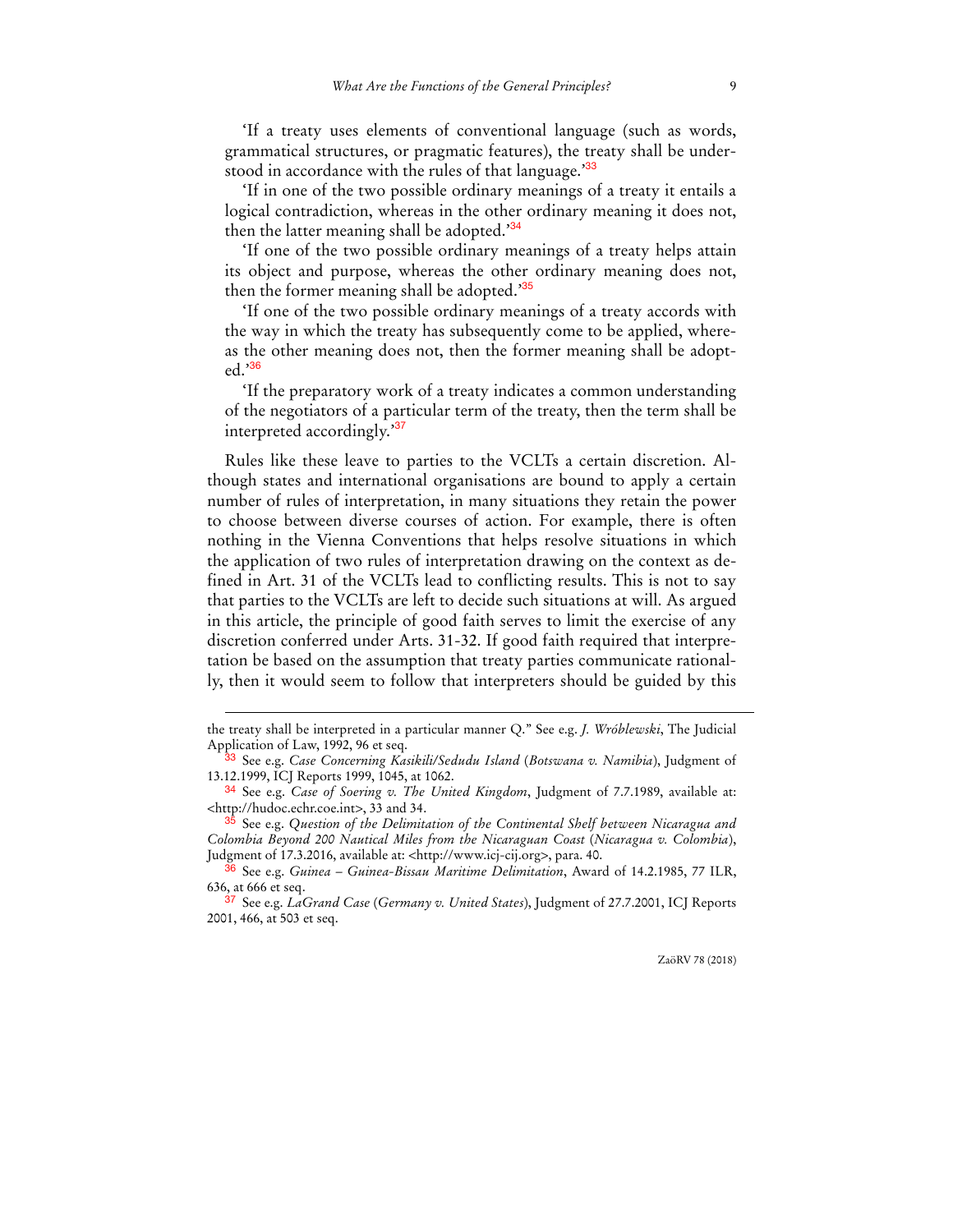> 'If a treaty uses elements of conventional language (such as words, grammatical structures, or pragmatic features), the treaty shall be understood in accordance with the rules of that language.'[33]
>
> 'If in one of the two possible ordinary meanings of a treaty it entails a logical contradiction, whereas in the other ordinary meaning it does not, then the latter meaning shall be adopted.'[34]
>
> 'If one of the two possible ordinary meanings of a treaty helps attain its object and purpose, whereas the other ordinary meaning does not, then the former meaning shall be adopted.'[35]
>
> 'If one of the two possible ordinary meanings of a treaty accords with the way in which the treaty has subsequently come to be applied, whereas the other meaning does not, then the former meaning shall be adopted.'[36]
>
> 'If the preparatory work of a treaty indicates a common understanding of the negotiators of a particular term of the treaty, then the term shall be interpreted accordingly.'[37]

Rules like these leave to parties to the VCLTs a certain discretion. Although states and international organisations are bound to apply a certain number of rules of interpretation, in many situations they retain the power to choose between diverse courses of action. For example, there is often nothing in the Vienna Conventions that helps resolve situations in which the application of two rules of interpretation drawing on the context as defined in Art. 31 of the VCLTs lead to conflicting results. This is not to say that parties to the VCLTs are left to decide such situations at will. As argued in this article, the principle of good faith serves to limit the exercise of any discretion conferred under Arts. 31-32. If good faith required that interpretation be based on the assumption that treaty parties communicate rationally, then it would seem to follow that interpreters should be guided by this

---

the treaty shall be interpreted in a particular manner Q." See e.g. *J. Wróblewski*, The Judicial Application of Law, 1992, 96 et seq.

[33] See e.g. *Case Concerning Kasikili/Sedudu Island* (*Botswana v. Namibia*), Judgment of 13.12.1999, ICJ Reports 1999, 1045, at 1062.

[34] See e.g. *Case of Soering v. The United Kingdom*, Judgment of 7.7.1989, available at: <http://hudoc.echr.coe.int>, 33 and 34.

[35] See e.g. *Question of the Delimitation of the Continental Shelf between Nicaragua and Colombia Beyond 200 Nautical Miles from the Nicaraguan Coast* (*Nicaragua v. Colombia*), Judgment of 17.3.2016, available at: <http://www.icj-cij.org>, para. 40.

[36] See e.g. *Guinea – Guinea-Bissau Maritime Delimitation*, Award of 14.2.1985, 77 ILR, 636, at 666 et seq.

[37] See e.g. *LaGrand Case* (*Germany v. United States*), Judgment of 27.7.2001, ICJ Reports 2001, 466, at 503 et seq.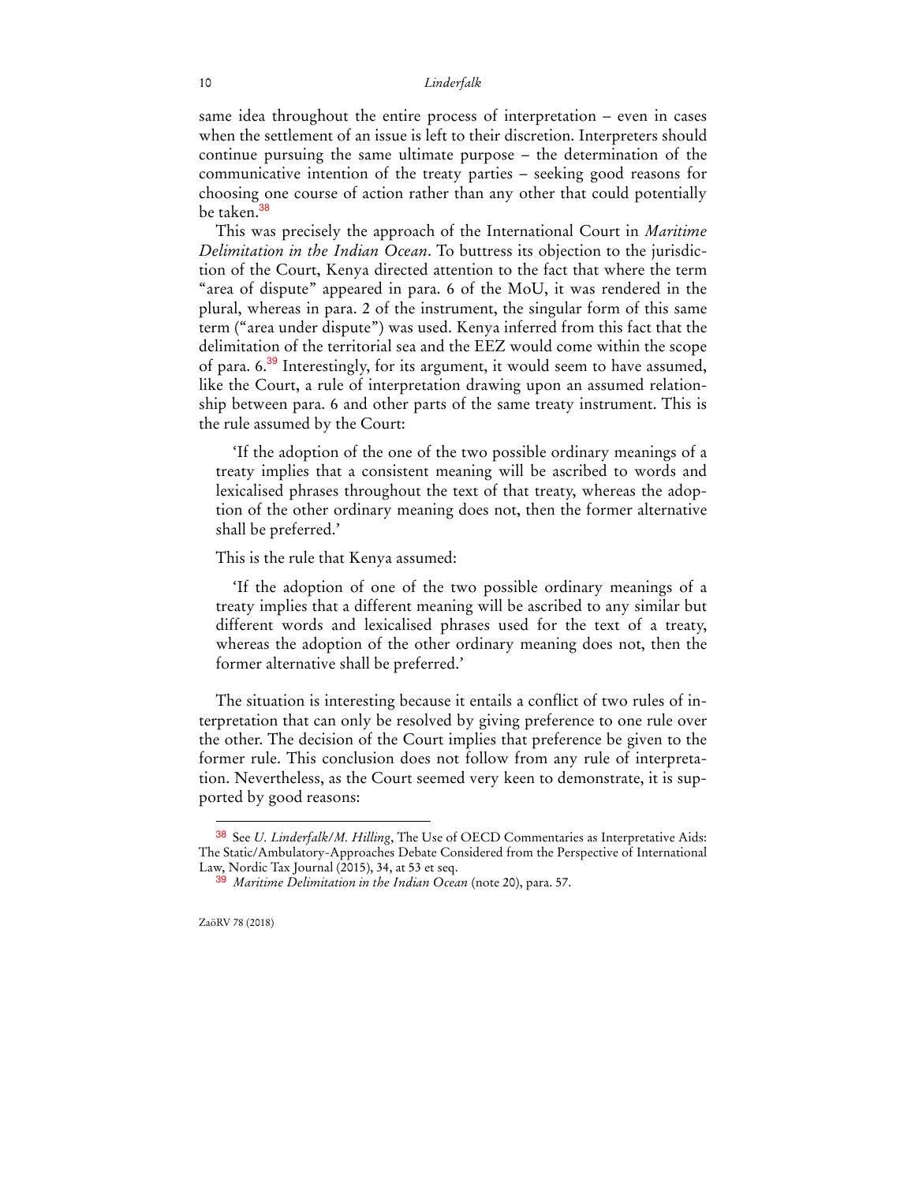same idea throughout the entire process of interpretation – even in cases when the settlement of an issue is left to their discretion. Interpreters should continue pursuing the same ultimate purpose – the determination of the communicative intention of the treaty parties – seeking good reasons for choosing one course of action rather than any other that could potentially be taken.[38]

This was precisely the approach of the International Court in *Maritime Delimitation in the Indian Ocean*. To buttress its objection to the jurisdiction of the Court, Kenya directed attention to the fact that where the term "area of dispute" appeared in para. 6 of the MoU, it was rendered in the plural, whereas in para. 2 of the instrument, the singular form of this same term ("area under dispute") was used. Kenya inferred from this fact that the delimitation of the territorial sea and the EEZ would come within the scope of para. 6.[39] Interestingly, for its argument, it would seem to have assumed, like the Court, a rule of interpretation drawing upon an assumed relationship between para. 6 and other parts of the same treaty instrument. This is the rule assumed by the Court:

> 'If the adoption of the one of the two possible ordinary meanings of a treaty implies that a consistent meaning will be ascribed to words and lexicalised phrases throughout the text of that treaty, whereas the adoption of the other ordinary meaning does not, then the former alternative shall be preferred.'

This is the rule that Kenya assumed:

> 'If the adoption of one of the two possible ordinary meanings of a treaty implies that a different meaning will be ascribed to any similar but different words and lexicalised phrases used for the text of a treaty, whereas the adoption of the other ordinary meaning does not, then the former alternative shall be preferred.'

The situation is interesting because it entails a conflict of two rules of interpretation that can only be resolved by giving preference to one rule over the other. The decision of the Court implies that preference be given to the former rule. This conclusion does not follow from any rule of interpretation. Nevertheless, as the Court seemed very keen to demonstrate, it is supported by good reasons:

---

[38] See *U. Linderfalk/M. Hilling*, The Use of OECD Commentaries as Interpretative Aids: The Static/Ambulatory-Approaches Debate Considered from the Perspective of International Law, Nordic Tax Journal (2015), 34, at 53 et seq.

[39] *Maritime Delimitation in the Indian Ocean* (note 20), para. 57.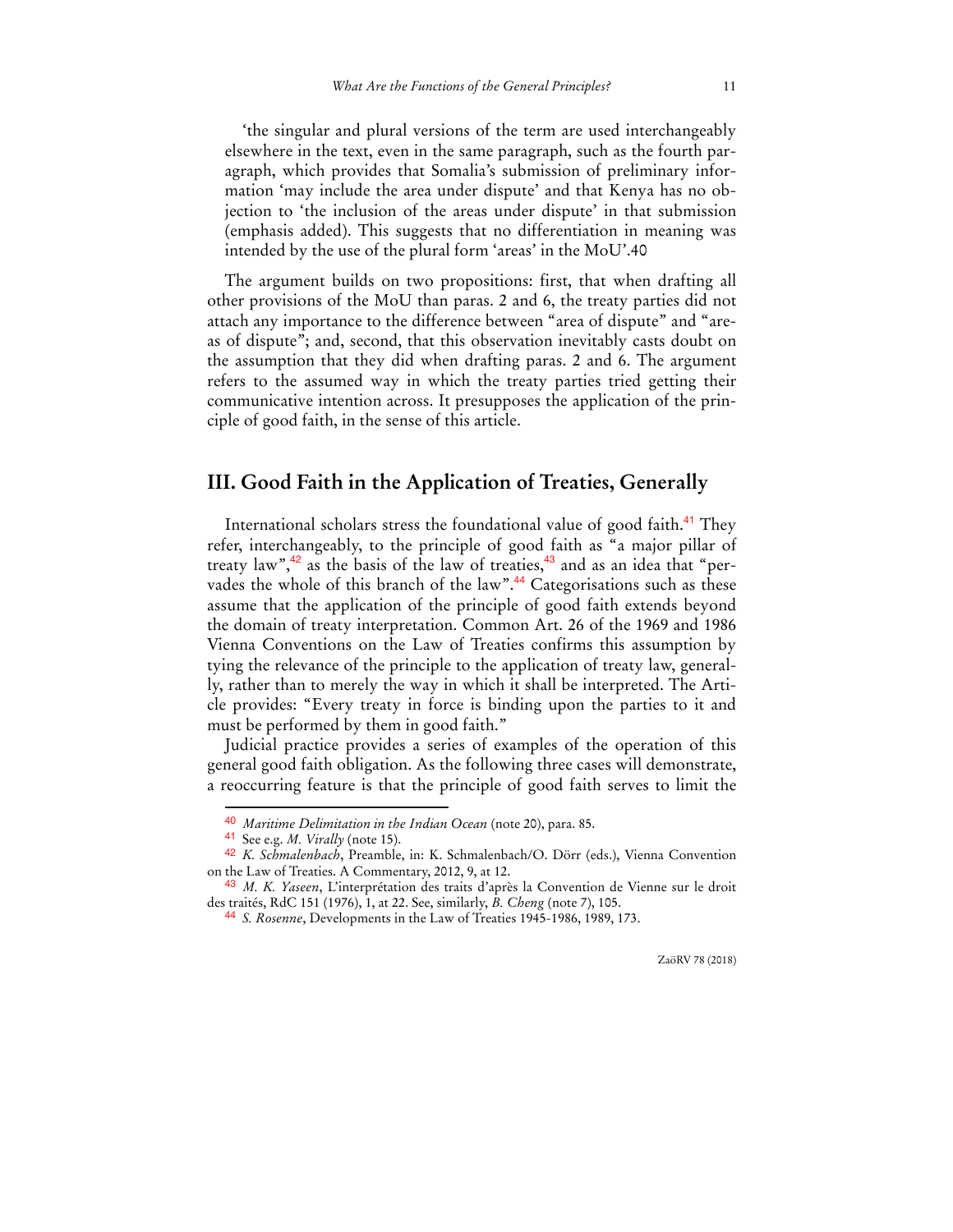'the singular and plural versions of the term are used interchangeably elsewhere in the text, even in the same paragraph, such as the fourth paragraph, which provides that Somalia's submission of preliminary information 'may include the area under dispute' and that Kenya has no objection to 'the inclusion of the areas under dispute' in that submission (emphasis added). This suggests that no differentiation in meaning was intended by the use of the plural form 'areas' in the MoU'.[40]

The argument builds on two propositions: first, that when drafting all other provisions of the MoU than paras. 2 and 6, the treaty parties did not attach any importance to the difference between "area of dispute" and "areas of dispute"; and, second, that this observation inevitably casts doubt on the assumption that they did when drafting paras. 2 and 6. The argument refers to the assumed way in which the treaty parties tried getting their communicative intention across. It presupposes the application of the principle of good faith, in the sense of this article.

## III. Good Faith in the Application of Treaties, Generally

International scholars stress the foundational value of good faith.[41] They refer, interchangeably, to the principle of good faith as "a major pillar of treaty law",[42] as the basis of the law of treaties,[43] and as an idea that "pervades the whole of this branch of the law".[44] Categorisations such as these assume that the application of the principle of good faith extends beyond the domain of treaty interpretation. Common Art. 26 of the 1969 and 1986 Vienna Conventions on the Law of Treaties confirms this assumption by tying the relevance of the principle to the application of treaty law, generally, rather than to merely the way in which it shall be interpreted. The Article provides: "Every treaty in force is binding upon the parties to it and must be performed by them in good faith."

Judicial practice provides a series of examples of the operation of this general good faith obligation. As the following three cases will demonstrate, a reoccurring feature is that the principle of good faith serves to limit the

---

[40] *Maritime Delimitation in the Indian Ocean* (note 20), para. 85.

[41] See e.g. *M. Virally* (note 15).

[42] *K. Schmalenbach*, Preamble, in: K. Schmalenbach/O. Dörr (eds.), Vienna Convention on the Law of Treaties. A Commentary, 2012, 9, at 12.

[43] *M. K. Yaseen*, L'interprétation des traits d'après la Convention de Vienne sur le droit des traités, RdC 151 (1976), 1, at 22. See, similarly, *B. Cheng* (note 7), 105.

[44] *S. Rosenne*, Developments in the Law of Treaties 1945-1986, 1989, 173.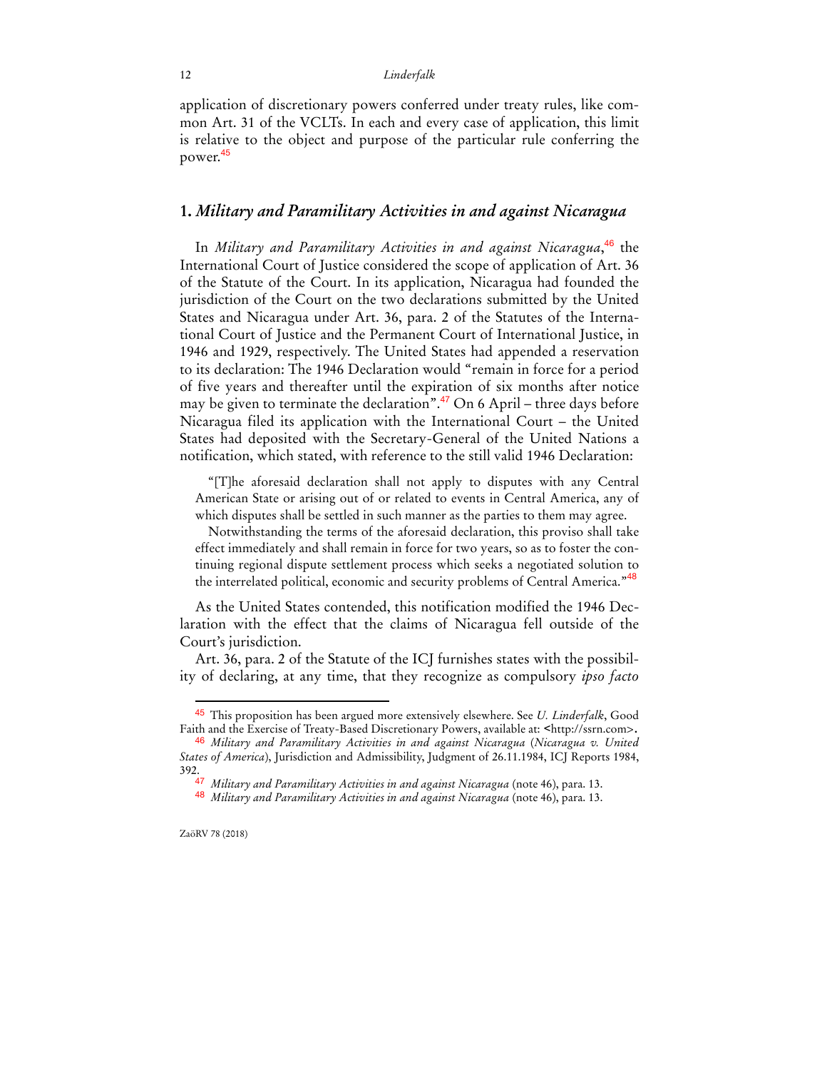application of discretionary powers conferred under treaty rules, like common Art. 31 of the VCLTs. In each and every case of application, this limit is relative to the object and purpose of the particular rule conferring the power.[45]

## 1. *Military and Paramilitary Activities in and against Nicaragua*

In *Military and Paramilitary Activities in and against Nicaragua*,[46] the International Court of Justice considered the scope of application of Art. 36 of the Statute of the Court. In its application, Nicaragua had founded the jurisdiction of the Court on the two declarations submitted by the United States and Nicaragua under Art. 36, para. 2 of the Statutes of the International Court of Justice and the Permanent Court of International Justice, in 1946 and 1929, respectively. The United States had appended a reservation to its declaration: The 1946 Declaration would "remain in force for a period of five years and thereafter until the expiration of six months after notice may be given to terminate the declaration".[47] On 6 April – three days before Nicaragua filed its application with the International Court – the United States had deposited with the Secretary-General of the United Nations a notification, which stated, with reference to the still valid 1946 Declaration:

> "[T]he aforesaid declaration shall not apply to disputes with any Central American State or arising out of or related to events in Central America, any of which disputes shall be settled in such manner as the parties to them may agree.
>
> Notwithstanding the terms of the aforesaid declaration, this proviso shall take effect immediately and shall remain in force for two years, so as to foster the continuing regional dispute settlement process which seeks a negotiated solution to the interrelated political, economic and security problems of Central America."[48]

As the United States contended, this notification modified the 1946 Declaration with the effect that the claims of Nicaragua fell outside of the Court's jurisdiction.

Art. 36, para. 2 of the Statute of the ICJ furnishes states with the possibility of declaring, at any time, that they recognize as compulsory *ipso facto*

---

[45] This proposition has been argued more extensively elsewhere. See *U. Linderfalk*, Good Faith and the Exercise of Treaty-Based Discretionary Powers, available at: <http://ssrn.com>.

[46] *Military and Paramilitary Activities in and against Nicaragua* (*Nicaragua v. United States of America*), Jurisdiction and Admissibility, Judgment of 26.11.1984, ICJ Reports 1984, 392.

[47] *Military and Paramilitary Activities in and against Nicaragua* (note 46), para. 13.

[48] *Military and Paramilitary Activities in and against Nicaragua* (note 46), para. 13.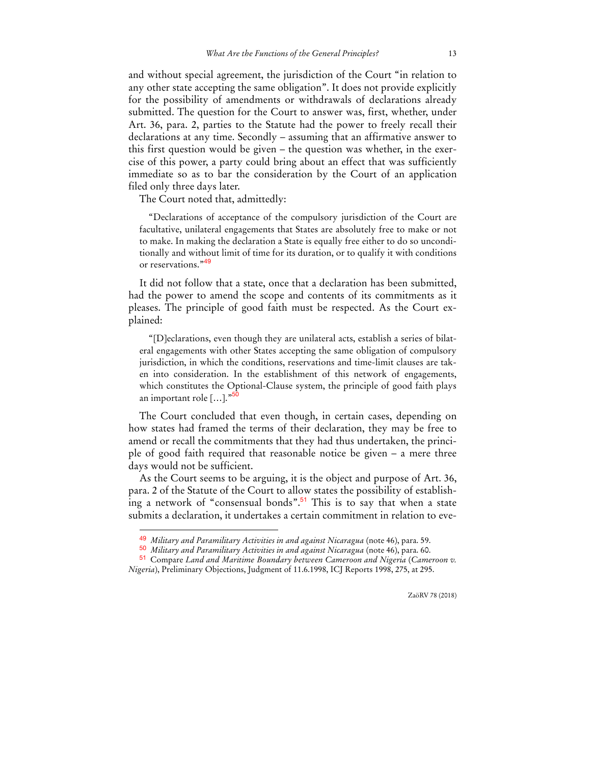and without special agreement, the jurisdiction of the Court "in relation to any other state accepting the same obligation". It does not provide explicitly for the possibility of amendments or withdrawals of declarations already submitted. The question for the Court to answer was, first, whether, under Art. 36, para. 2, parties to the Statute had the power to freely recall their declarations at any time. Secondly – assuming that an affirmative answer to this first question would be given – the question was whether, in the exercise of this power, a party could bring about an effect that was sufficiently immediate so as to bar the consideration by the Court of an application filed only three days later.

The Court noted that, admittedly:

> "Declarations of acceptance of the compulsory jurisdiction of the Court are facultative, unilateral engagements that States are absolutely free to make or not to make. In making the declaration a State is equally free either to do so unconditionally and without limit of time for its duration, or to qualify it with conditions or reservations."[49]

It did not follow that a state, once that a declaration has been submitted, had the power to amend the scope and contents of its commitments as it pleases. The principle of good faith must be respected. As the Court explained:

> "[D]eclarations, even though they are unilateral acts, establish a series of bilateral engagements with other States accepting the same obligation of compulsory jurisdiction, in which the conditions, reservations and time-limit clauses are taken into consideration. In the establishment of this network of engagements, which constitutes the Optional-Clause system, the principle of good faith plays an important role […]."[50]

The Court concluded that even though, in certain cases, depending on how states had framed the terms of their declaration, they may be free to amend or recall the commitments that they had thus undertaken, the principle of good faith required that reasonable notice be given – a mere three days would not be sufficient.

As the Court seems to be arguing, it is the object and purpose of Art. 36, para. 2 of the Statute of the Court to allow states the possibility of establishing a network of "consensual bonds".[51] This is to say that when a state submits a declaration, it undertakes a certain commitment in relation to eve-

---

[49] *Military and Paramilitary Activities in and against Nicaragua* (note 46), para. 59.

[50] *Military and Paramilitary Activities in and against Nicaragua* (note 46), para. 60.

[51] Compare *Land and Maritime Boundary between Cameroon and Nigeria* (*Cameroon v. Nigeria*), Preliminary Objections, Judgment of 11.6.1998, ICJ Reports 1998, 275, at 295.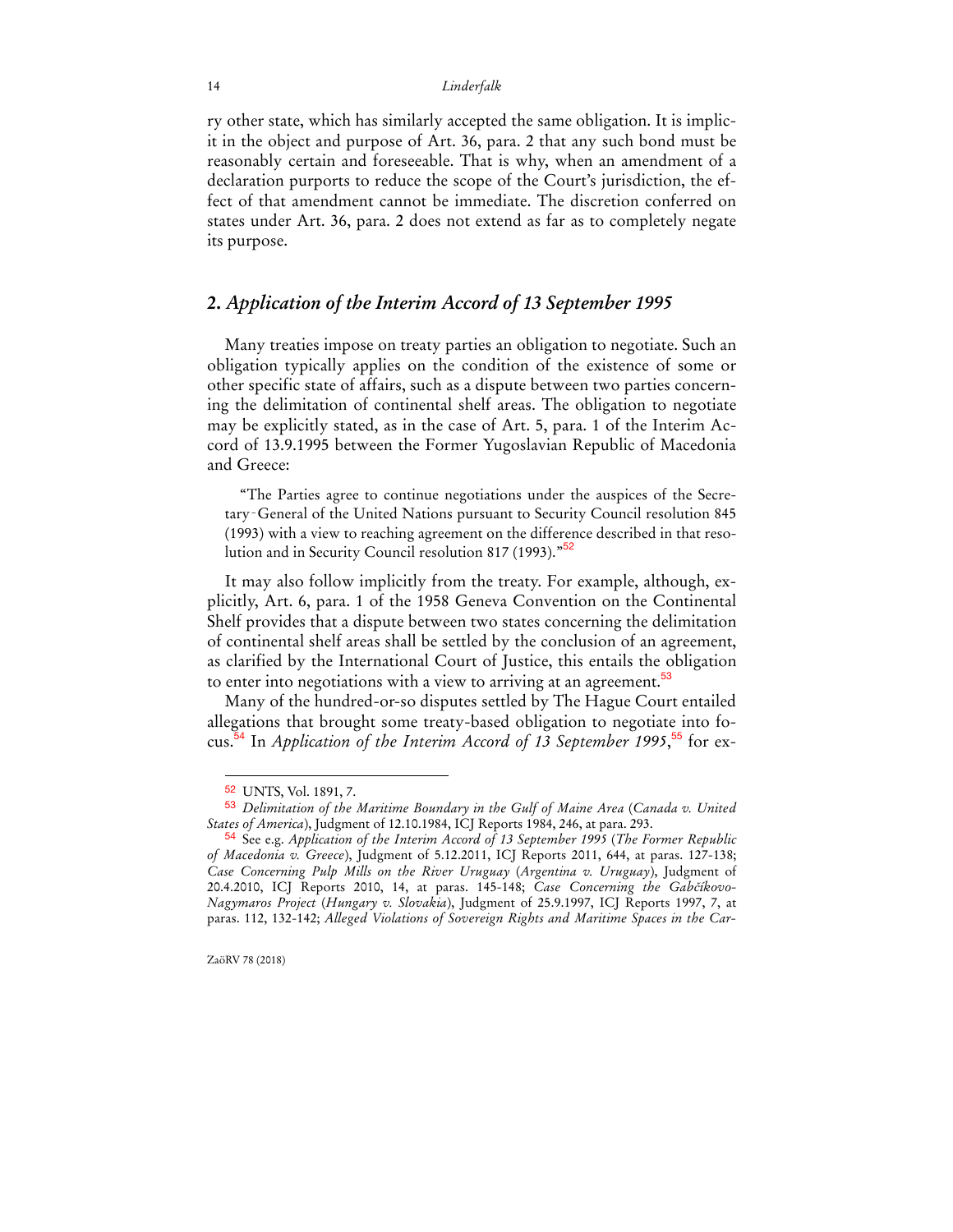ry other state, which has similarly accepted the same obligation. It is implicit in the object and purpose of Art. 36, para. 2 that any such bond must be reasonably certain and foreseeable. That is why, when an amendment of a declaration purports to reduce the scope of the Court's jurisdiction, the effect of that amendment cannot be immediate. The discretion conferred on states under Art. 36, para. 2 does not extend as far as to completely negate its purpose.

## 2. *Application of the Interim Accord of 13 September 1995*

Many treaties impose on treaty parties an obligation to negotiate. Such an obligation typically applies on the condition of the existence of some or other specific state of affairs, such as a dispute between two parties concerning the delimitation of continental shelf areas. The obligation to negotiate may be explicitly stated, as in the case of Art. 5, para. 1 of the Interim Accord of 13.9.1995 between the Former Yugoslavian Republic of Macedonia and Greece:

> "The Parties agree to continue negotiations under the auspices of the Secretary-General of the United Nations pursuant to Security Council resolution 845 (1993) with a view to reaching agreement on the difference described in that resolution and in Security Council resolution 817 (1993)."[52]

It may also follow implicitly from the treaty. For example, although, explicitly, Art. 6, para. 1 of the 1958 Geneva Convention on the Continental Shelf provides that a dispute between two states concerning the delimitation of continental shelf areas shall be settled by the conclusion of an agreement, as clarified by the International Court of Justice, this entails the obligation to enter into negotiations with a view to arriving at an agreement.[53]

Many of the hundred-or-so disputes settled by The Hague Court entailed allegations that brought some treaty-based obligation to negotiate into focus.[54] In *Application of the Interim Accord of 13 September 1995*,[55] for ex-

---

[52] UNTS, Vol. 1891, 7.

[53] *Delimitation of the Maritime Boundary in the Gulf of Maine Area* (*Canada v. United States of America*), Judgment of 12.10.1984, ICJ Reports 1984, 246, at para. 293.

[54] See e.g. *Application of the Interim Accord of 13 September 1995* (*The Former Republic of Macedonia v. Greece*), Judgment of 5.12.2011, ICJ Reports 2011, 644, at paras. 127-138; *Case Concerning Pulp Mills on the River Uruguay* (*Argentina v. Uruguay*), Judgment of 20.4.2010, ICJ Reports 2010, 14, at paras. 145-148; *Case Concerning the Gabčíkovo-Nagymaros Project* (*Hungary v. Slovakia*), Judgment of 25.9.1997, ICJ Reports 1997, 7, at paras. 112, 132-142; *Alleged Violations of Sovereign Rights and Maritime Spaces in the Car-*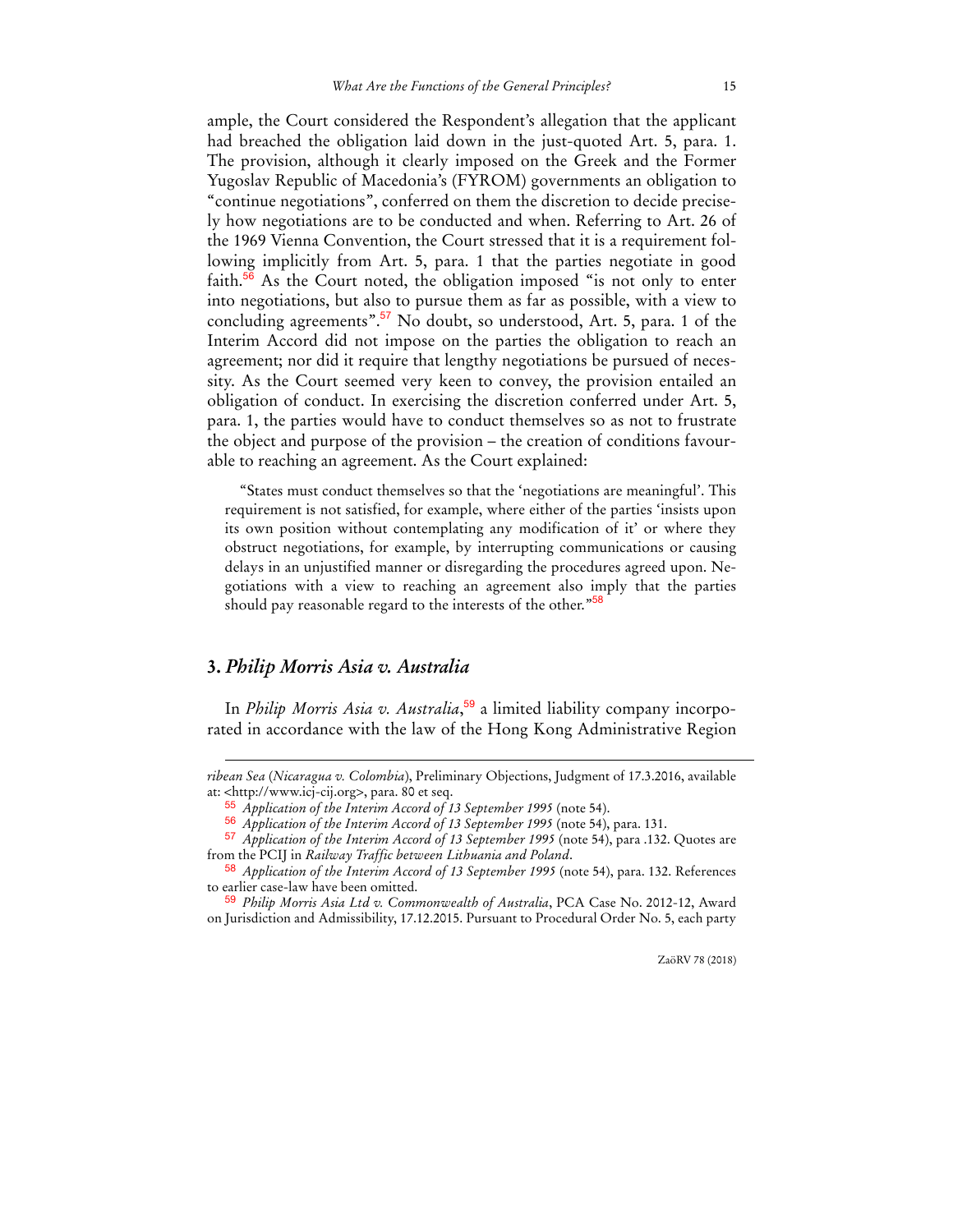ample, the Court considered the Respondent's allegation that the applicant had breached the obligation laid down in the just-quoted Art. 5, para. 1. The provision, although it clearly imposed on the Greek and the Former Yugoslav Republic of Macedonia's (FYROM) governments an obligation to "continue negotiations", conferred on them the discretion to decide precisely how negotiations are to be conducted and when. Referring to Art. 26 of the 1969 Vienna Convention, the Court stressed that it is a requirement following implicitly from Art. 5, para. 1 that the parties negotiate in good faith.[56] As the Court noted, the obligation imposed "is not only to enter into negotiations, but also to pursue them as far as possible, with a view to concluding agreements".[57] No doubt, so understood, Art. 5, para. 1 of the Interim Accord did not impose on the parties the obligation to reach an agreement; nor did it require that lengthy negotiations be pursued of necessity. As the Court seemed very keen to convey, the provision entailed an obligation of conduct. In exercising the discretion conferred under Art. 5, para. 1, the parties would have to conduct themselves so as not to frustrate the object and purpose of the provision – the creation of conditions favourable to reaching an agreement. As the Court explained:

> "States must conduct themselves so that the 'negotiations are meaningful'. This requirement is not satisfied, for example, where either of the parties 'insists upon its own position without contemplating any modification of it' or where they obstruct negotiations, for example, by interrupting communications or causing delays in an unjustified manner or disregarding the procedures agreed upon. Negotiations with a view to reaching an agreement also imply that the parties should pay reasonable regard to the interests of the other."[58]

## 3. *Philip Morris Asia v. Australia*

In *Philip Morris Asia v. Australia*,[59] a limited liability company incorporated in accordance with the law of the Hong Kong Administrative Region

---

*ribean Sea* (*Nicaragua v. Colombia*), Preliminary Objections, Judgment of 17.3.2016, available at: <http://www.icj-cij.org>, para. 80 et seq.

[55] *Application of the Interim Accord of 13 September 1995* (note 54).

[56] *Application of the Interim Accord of 13 September 1995* (note 54), para. 131.

[57] *Application of the Interim Accord of 13 September 1995* (note 54), para .132. Quotes are from the PCIJ in *Railway Traffic between Lithuania and Poland*.

[58] *Application of the Interim Accord of 13 September 1995* (note 54), para. 132. References to earlier case-law have been omitted.

[59] *Philip Morris Asia Ltd v. Commonwealth of Australia*, PCA Case No. 2012-12, Award on Jurisdiction and Admissibility, 17.12.2015. Pursuant to Procedural Order No. 5, each party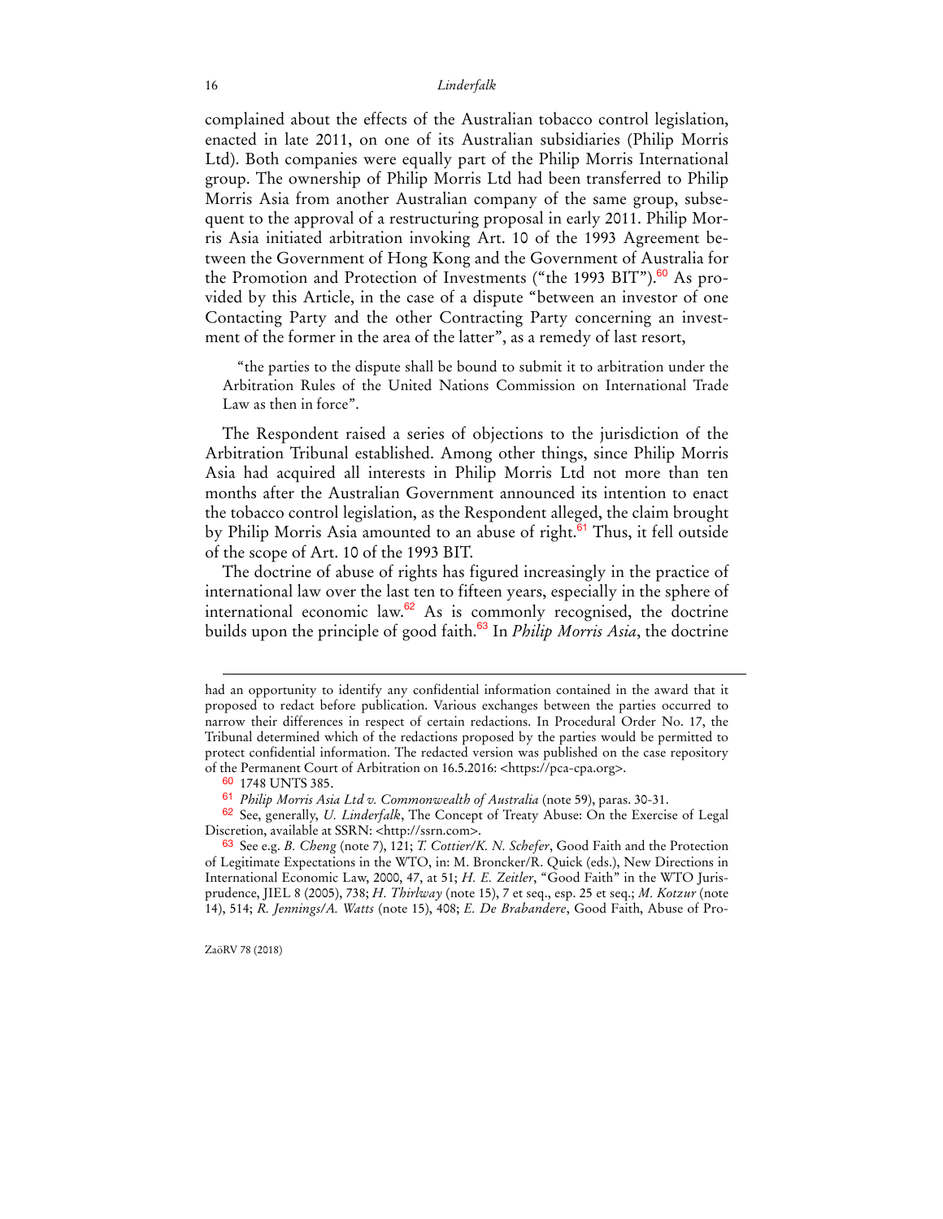complained about the effects of the Australian tobacco control legislation, enacted in late 2011, on one of its Australian subsidiaries (Philip Morris Ltd). Both companies were equally part of the Philip Morris International group. The ownership of Philip Morris Ltd had been transferred to Philip Morris Asia from another Australian company of the same group, subsequent to the approval of a restructuring proposal in early 2011. Philip Morris Asia initiated arbitration invoking Art. 10 of the 1993 Agreement between the Government of Hong Kong and the Government of Australia for the Promotion and Protection of Investments ("the 1993 BIT").[60] As provided by this Article, in the case of a dispute "between an investor of one Contacting Party and the other Contracting Party concerning an investment of the former in the area of the latter", as a remedy of last resort,

> "the parties to the dispute shall be bound to submit it to arbitration under the Arbitration Rules of the United Nations Commission on International Trade Law as then in force".

The Respondent raised a series of objections to the jurisdiction of the Arbitration Tribunal established. Among other things, since Philip Morris Asia had acquired all interests in Philip Morris Ltd not more than ten months after the Australian Government announced its intention to enact the tobacco control legislation, as the Respondent alleged, the claim brought by Philip Morris Asia amounted to an abuse of right.[61] Thus, it fell outside of the scope of Art. 10 of the 1993 BIT.

The doctrine of abuse of rights has figured increasingly in the practice of international law over the last ten to fifteen years, especially in the sphere of international economic law.[62] As is commonly recognised, the doctrine builds upon the principle of good faith.[63] In *Philip Morris Asia*, the doctrine

---

had an opportunity to identify any confidential information contained in the award that it proposed to redact before publication. Various exchanges between the parties occurred to narrow their differences in respect of certain redactions. In Procedural Order No. 17, the Tribunal determined which of the redactions proposed by the parties would be permitted to protect confidential information. The redacted version was published on the case repository of the Permanent Court of Arbitration on 16.5.2016: <https://pca-cpa.org>.

[60] 1748 UNTS 385.

[61] *Philip Morris Asia Ltd v. Commonwealth of Australia* (note 59), paras. 30-31.

[62] See, generally, *U. Linderfalk*, The Concept of Treaty Abuse: On the Exercise of Legal Discretion, available at SSRN: <http://ssrn.com>.

[63] See e.g. *B. Cheng* (note 7), 121; *T. Cottier/K. N. Schefer*, Good Faith and the Protection of Legitimate Expectations in the WTO, in: M. Broncker/R. Quick (eds.), New Directions in International Economic Law, 2000, 47, at 51; *H. E. Zeitler*, "Good Faith" in the WTO Jurisprudence, JIEL 8 (2005), 738; *H. Thirlway* (note 15), 7 et seq., esp. 25 et seq.; *M. Kotzur* (note 14), 514; *R. Jennings/A. Watts* (note 15), 408; *E. De Brabandere*, Good Faith, Abuse of Pro-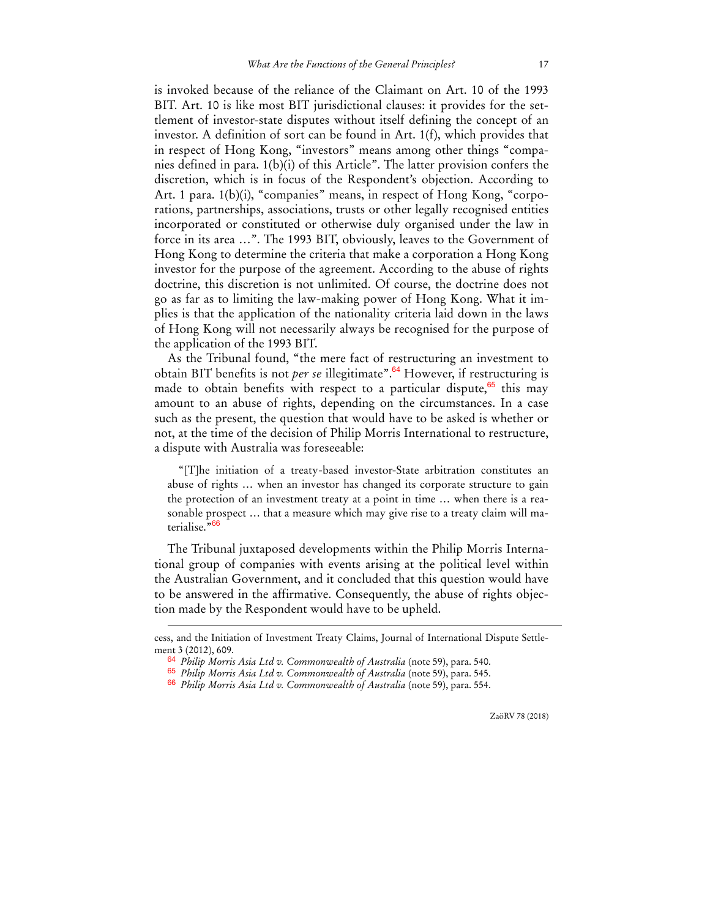is invoked because of the reliance of the Claimant on Art. 10 of the 1993 BIT. Art. 10 is like most BIT jurisdictional clauses: it provides for the settlement of investor-state disputes without itself defining the concept of an investor. A definition of sort can be found in Art. 1(f), which provides that in respect of Hong Kong, "investors" means among other things "companies defined in para. 1(b)(i) of this Article". The latter provision confers the discretion, which is in focus of the Respondent's objection. According to Art. 1 para. 1(b)(i), "companies" means, in respect of Hong Kong, "corporations, partnerships, associations, trusts or other legally recognised entities incorporated or constituted or otherwise duly organised under the law in force in its area …". The 1993 BIT, obviously, leaves to the Government of Hong Kong to determine the criteria that make a corporation a Hong Kong investor for the purpose of the agreement. According to the abuse of rights doctrine, this discretion is not unlimited. Of course, the doctrine does not go as far as to limiting the law-making power of Hong Kong. What it implies is that the application of the nationality criteria laid down in the laws of Hong Kong will not necessarily always be recognised for the purpose of the application of the 1993 BIT.

As the Tribunal found, "the mere fact of restructuring an investment to obtain BIT benefits is not *per se* illegitimate".[64] However, if restructuring is made to obtain benefits with respect to a particular dispute,[65] this may amount to an abuse of rights, depending on the circumstances. In a case such as the present, the question that would have to be asked is whether or not, at the time of the decision of Philip Morris International to restructure, a dispute with Australia was foreseeable:

> "[T]he initiation of a treaty-based investor-State arbitration constitutes an abuse of rights … when an investor has changed its corporate structure to gain the protection of an investment treaty at a point in time … when there is a reasonable prospect … that a measure which may give rise to a treaty claim will materialise."[66]

The Tribunal juxtaposed developments within the Philip Morris International group of companies with events arising at the political level within the Australian Government, and it concluded that this question would have to be answered in the affirmative. Consequently, the abuse of rights objection made by the Respondent would have to be upheld.

---

cess, and the Initiation of Investment Treaty Claims, Journal of International Dispute Settlement 3 (2012), 609.

[64] *Philip Morris Asia Ltd v. Commonwealth of Australia* (note 59), para. 540.

[65] *Philip Morris Asia Ltd v. Commonwealth of Australia* (note 59), para. 545.

[66] *Philip Morris Asia Ltd v. Commonwealth of Australia* (note 59), para. 554.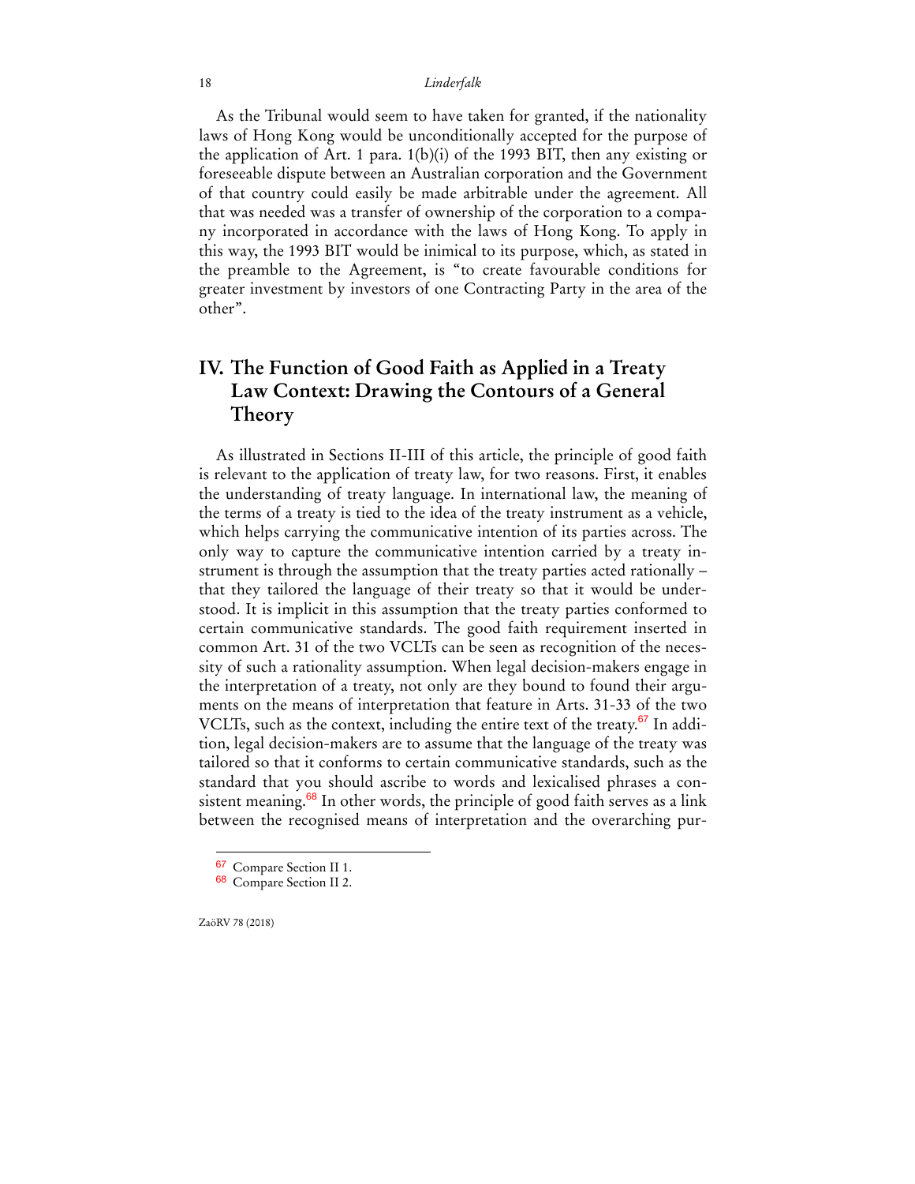As the Tribunal would seem to have taken for granted, if the nationality laws of Hong Kong would be unconditionally accepted for the purpose of the application of Art. 1 para. 1(b)(i) of the 1993 BIT, then any existing or foreseeable dispute between an Australian corporation and the Government of that country could easily be made arbitrable under the agreement. All that was needed was a transfer of ownership of the corporation to a company incorporated in accordance with the laws of Hong Kong. To apply in this way, the 1993 BIT would be inimical to its purpose, which, as stated in the preamble to the Agreement, is "to create favourable conditions for greater investment by investors of one Contracting Party in the area of the other".

## IV. The Function of Good Faith as Applied in a Treaty Law Context: Drawing the Contours of a General Theory

As illustrated in Sections II-III of this article, the principle of good faith is relevant to the application of treaty law, for two reasons. First, it enables the understanding of treaty language. In international law, the meaning of the terms of a treaty is tied to the idea of the treaty instrument as a vehicle, which helps carrying the communicative intention of its parties across. The only way to capture the communicative intention carried by a treaty instrument is through the assumption that the treaty parties acted rationally – that they tailored the language of their treaty so that it would be understood. It is implicit in this assumption that the treaty parties conformed to certain communicative standards. The good faith requirement inserted in common Art. 31 of the two VCLTs can be seen as recognition of the necessity of such a rationality assumption. When legal decision-makers engage in the interpretation of a treaty, not only are they bound to found their arguments on the means of interpretation that feature in Arts. 31-33 of the two VCLTs, such as the context, including the entire text of the treaty.[67] In addition, legal decision-makers are to assume that the language of the treaty was tailored so that it conforms to certain communicative standards, such as the standard that you should ascribe to words and lexicalised phrases a consistent meaning.[68] In other words, the principle of good faith serves as a link between the recognised means of interpretation and the overarching pur-

---

[67] Compare Section II 1.

[68] Compare Section II 2.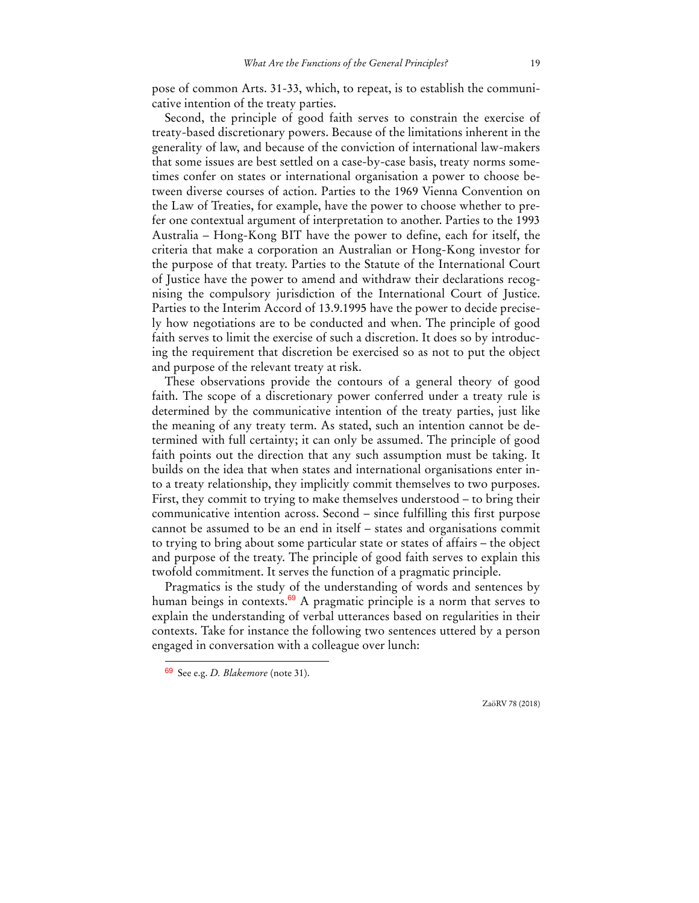pose of common Arts. 31-33, which, to repeat, is to establish the communicative intention of the treaty parties.

Second, the principle of good faith serves to constrain the exercise of treaty-based discretionary powers. Because of the limitations inherent in the generality of law, and because of the conviction of international law-makers that some issues are best settled on a case-by-case basis, treaty norms sometimes confer on states or international organisation a power to choose between diverse courses of action. Parties to the 1969 Vienna Convention on the Law of Treaties, for example, have the power to choose whether to prefer one contextual argument of interpretation to another. Parties to the 1993 Australia – Hong-Kong BIT have the power to define, each for itself, the criteria that make a corporation an Australian or Hong-Kong investor for the purpose of that treaty. Parties to the Statute of the International Court of Justice have the power to amend and withdraw their declarations recognising the compulsory jurisdiction of the International Court of Justice. Parties to the Interim Accord of 13.9.1995 have the power to decide precisely how negotiations are to be conducted and when. The principle of good faith serves to limit the exercise of such a discretion. It does so by introducing the requirement that discretion be exercised so as not to put the object and purpose of the relevant treaty at risk.

These observations provide the contours of a general theory of good faith. The scope of a discretionary power conferred under a treaty rule is determined by the communicative intention of the treaty parties, just like the meaning of any treaty term. As stated, such an intention cannot be determined with full certainty; it can only be assumed. The principle of good faith points out the direction that any such assumption must be taking. It builds on the idea that when states and international organisations enter into a treaty relationship, they implicitly commit themselves to two purposes. First, they commit to trying to make themselves understood – to bring their communicative intention across. Second – since fulfilling this first purpose cannot be assumed to be an end in itself – states and organisations commit to trying to bring about some particular state or states of affairs – the object and purpose of the treaty. The principle of good faith serves to explain this twofold commitment. It serves the function of a pragmatic principle.

Pragmatics is the study of the understanding of words and sentences by human beings in contexts.[69] A pragmatic principle is a norm that serves to explain the understanding of verbal utterances based on regularities in their contexts. Take for instance the following two sentences uttered by a person engaged in conversation with a colleague over lunch:

---

[69] See e.g. *D. Blakemore* (note 31).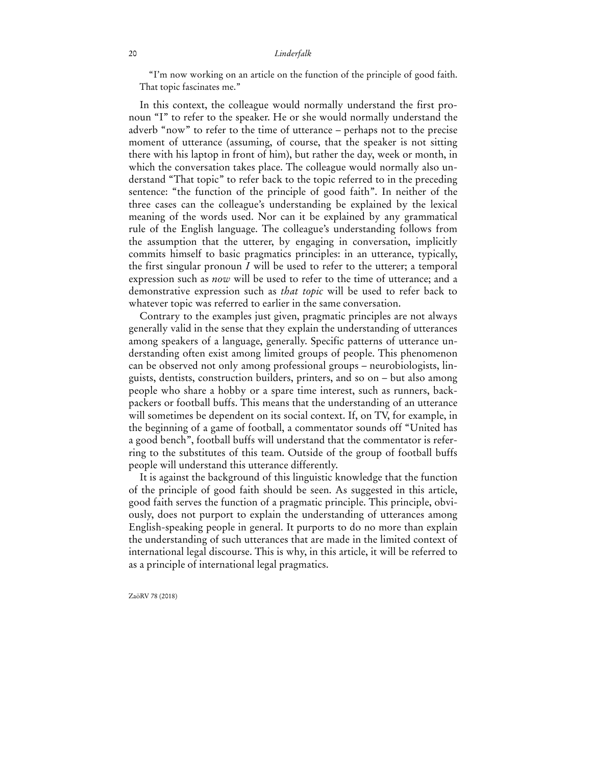"I'm now working on an article on the function of the principle of good faith. That topic fascinates me."

In this context, the colleague would normally understand the first pronoun "I" to refer to the speaker. He or she would normally understand the adverb "now" to refer to the time of utterance – perhaps not to the precise moment of utterance (assuming, of course, that the speaker is not sitting there with his laptop in front of him), but rather the day, week or month, in which the conversation takes place. The colleague would normally also understand "That topic" to refer back to the topic referred to in the preceding sentence: "the function of the principle of good faith". In neither of the three cases can the colleague's understanding be explained by the lexical meaning of the words used. Nor can it be explained by any grammatical rule of the English language. The colleague's understanding follows from the assumption that the utterer, by engaging in conversation, implicitly commits himself to basic pragmatics principles: in an utterance, typically, the first singular pronoun *I* will be used to refer to the utterer; a temporal expression such as *now* will be used to refer to the time of utterance; and a demonstrative expression such as *that topic* will be used to refer back to whatever topic was referred to earlier in the same conversation.

Contrary to the examples just given, pragmatic principles are not always generally valid in the sense that they explain the understanding of utterances among speakers of a language, generally. Specific patterns of utterance understanding often exist among limited groups of people. This phenomenon can be observed not only among professional groups – neurobiologists, linguists, dentists, construction builders, printers, and so on – but also among people who share a hobby or a spare time interest, such as runners, backpackers or football buffs. This means that the understanding of an utterance will sometimes be dependent on its social context. If, on TV, for example, in the beginning of a game of football, a commentator sounds off "United has a good bench", football buffs will understand that the commentator is referring to the substitutes of this team. Outside of the group of football buffs people will understand this utterance differently.

It is against the background of this linguistic knowledge that the function of the principle of good faith should be seen. As suggested in this article, good faith serves the function of a pragmatic principle. This principle, obviously, does not purport to explain the understanding of utterances among English-speaking people in general. It purports to do no more than explain the understanding of such utterances that are made in the limited context of international legal discourse. This is why, in this article, it will be referred to as a principle of international legal pragmatics.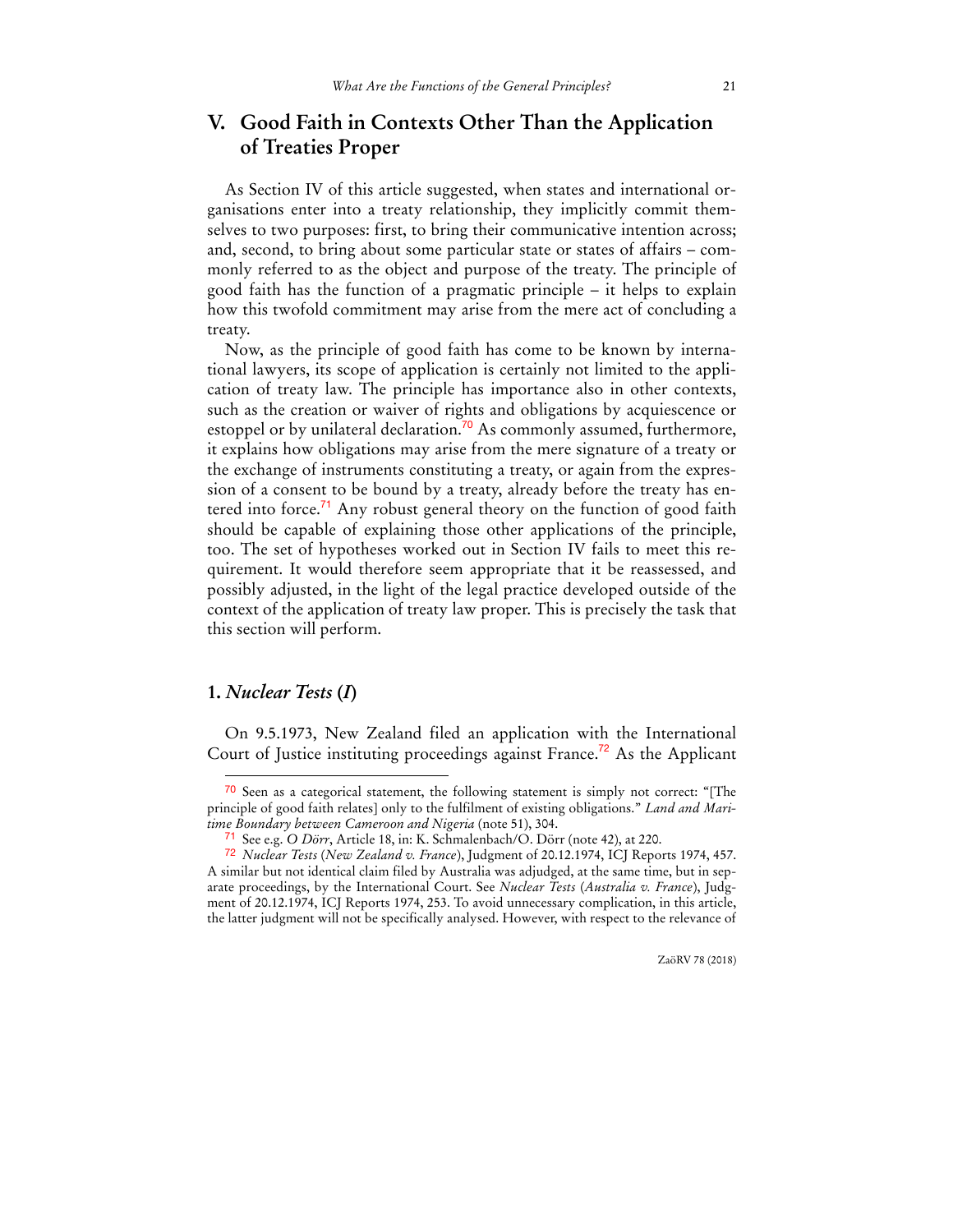## V. Good Faith in Contexts Other Than the Application of Treaties Proper

As Section IV of this article suggested, when states and international organisations enter into a treaty relationship, they implicitly commit themselves to two purposes: first, to bring their communicative intention across; and, second, to bring about some particular state or states of affairs – commonly referred to as the object and purpose of the treaty. The principle of good faith has the function of a pragmatic principle – it helps to explain how this twofold commitment may arise from the mere act of concluding a treaty.

Now, as the principle of good faith has come to be known by international lawyers, its scope of application is certainly not limited to the application of treaty law. The principle has importance also in other contexts, such as the creation or waiver of rights and obligations by acquiescence or estoppel or by unilateral declaration.[70] As commonly assumed, furthermore, it explains how obligations may arise from the mere signature of a treaty or the exchange of instruments constituting a treaty, or again from the expression of a consent to be bound by a treaty, already before the treaty has entered into force.[71] Any robust general theory on the function of good faith should be capable of explaining those other applications of the principle, too. The set of hypotheses worked out in Section IV fails to meet this requirement. It would therefore seem appropriate that it be reassessed, and possibly adjusted, in the light of the legal practice developed outside of the context of the application of treaty law proper. This is precisely the task that this section will perform.

### 1. *Nuclear Tests* (*I*)

On 9.5.1973, New Zealand filed an application with the International Court of Justice instituting proceedings against France.[72] As the Applicant

---

[70] Seen as a categorical statement, the following statement is simply not correct: "[The principle of good faith relates] only to the fulfilment of existing obligations." *Land and Maritime Boundary between Cameroon and Nigeria* (note 51), 304.

[71] See e.g. *O Dörr*, Article 18, in: K. Schmalenbach/O. Dörr (note 42), at 220.

[72] *Nuclear Tests* (*New Zealand v. France*), Judgment of 20.12.1974, ICJ Reports 1974, 457. A similar but not identical claim filed by Australia was adjudged, at the same time, but in separate proceedings, by the International Court. See *Nuclear Tests* (*Australia v. France*), Judgment of 20.12.1974, ICJ Reports 1974, 253. To avoid unnecessary complication, in this article, the latter judgment will not be specifically analysed. However, with respect to the relevance of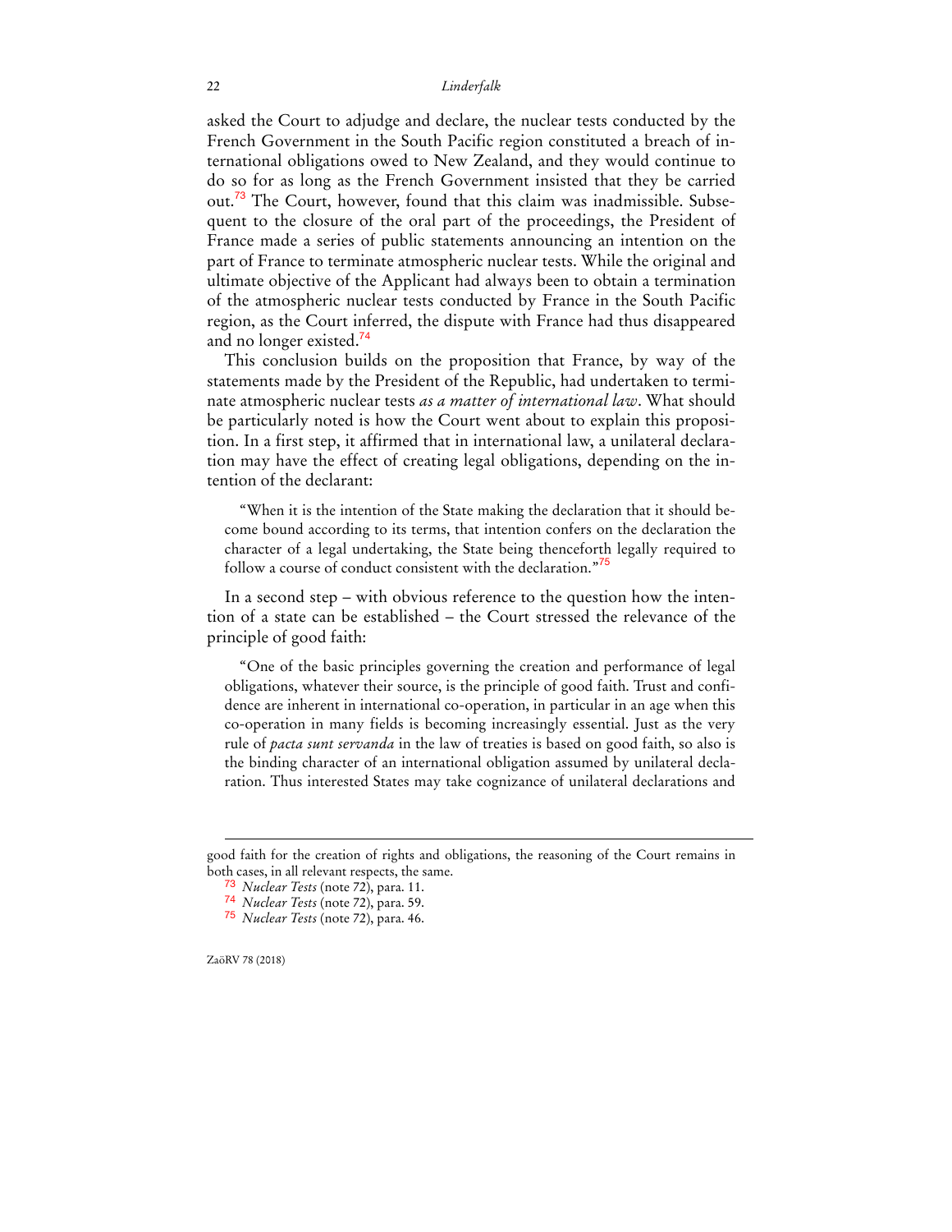asked the Court to adjudge and declare, the nuclear tests conducted by the French Government in the South Pacific region constituted a breach of international obligations owed to New Zealand, and they would continue to do so for as long as the French Government insisted that they be carried out.[73] The Court, however, found that this claim was inadmissible. Subsequent to the closure of the oral part of the proceedings, the President of France made a series of public statements announcing an intention on the part of France to terminate atmospheric nuclear tests. While the original and ultimate objective of the Applicant had always been to obtain a termination of the atmospheric nuclear tests conducted by France in the South Pacific region, as the Court inferred, the dispute with France had thus disappeared and no longer existed.[74]

This conclusion builds on the proposition that France, by way of the statements made by the President of the Republic, had undertaken to terminate atmospheric nuclear tests *as a matter of international law*. What should be particularly noted is how the Court went about to explain this proposition. In a first step, it affirmed that in international law, a unilateral declaration may have the effect of creating legal obligations, depending on the intention of the declarant:

> "When it is the intention of the State making the declaration that it should become bound according to its terms, that intention confers on the declaration the character of a legal undertaking, the State being thenceforth legally required to follow a course of conduct consistent with the declaration."[75]

In a second step – with obvious reference to the question how the intention of a state can be established – the Court stressed the relevance of the principle of good faith:

> "One of the basic principles governing the creation and performance of legal obligations, whatever their source, is the principle of good faith. Trust and confidence are inherent in international co-operation, in particular in an age when this co-operation in many fields is becoming increasingly essential. Just as the very rule of *pacta sunt servanda* in the law of treaties is based on good faith, so also is the binding character of an international obligation assumed by unilateral declaration. Thus interested States may take cognizance of unilateral declarations and

---

good faith for the creation of rights and obligations, the reasoning of the Court remains in both cases, in all relevant respects, the same.

[73] *Nuclear Tests* (note 72), para. 11.

[74] *Nuclear Tests* (note 72), para. 59.

[75] *Nuclear Tests* (note 72), para. 46.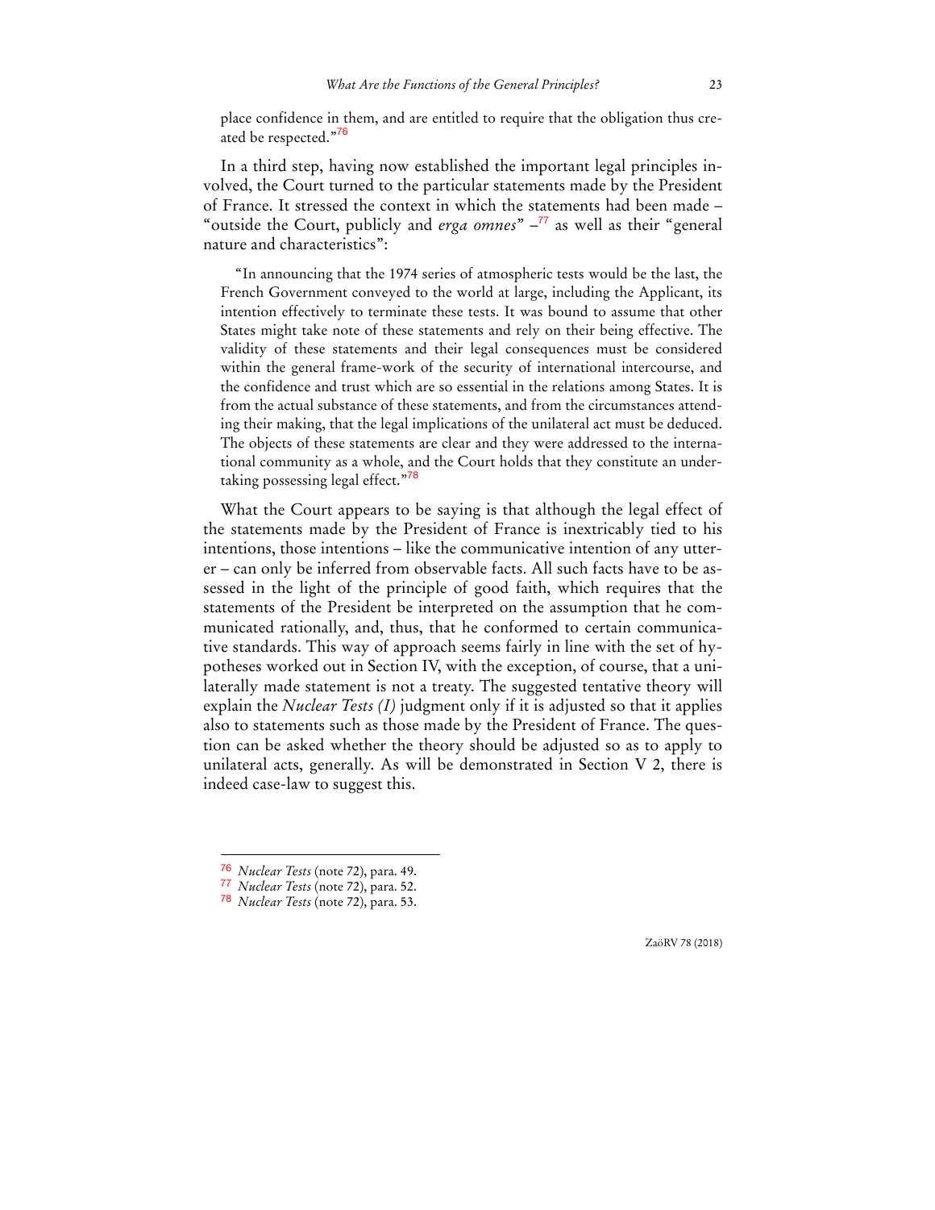place confidence in them, and are entitled to require that the obligation thus created be respected."[76]

In a third step, having now established the important legal principles involved, the Court turned to the particular statements made by the President of France. It stressed the context in which the statements had been made – "outside the Court, publicly and *erga omnes*" –[77] as well as their "general nature and characteristics":

> "In announcing that the 1974 series of atmospheric tests would be the last, the French Government conveyed to the world at large, including the Applicant, its intention effectively to terminate these tests. It was bound to assume that other States might take note of these statements and rely on their being effective. The validity of these statements and their legal consequences must be considered within the general frame-work of the security of international intercourse, and the confidence and trust which are so essential in the relations among States. It is from the actual substance of these statements, and from the circumstances attending their making, that the legal implications of the unilateral act must be deduced. The objects of these statements are clear and they were addressed to the international community as a whole, and the Court holds that they constitute an undertaking possessing legal effect."[78]

What the Court appears to be saying is that although the legal effect of the statements made by the President of France is inextricably tied to his intentions, those intentions – like the communicative intention of any utterer – can only be inferred from observable facts. All such facts have to be assessed in the light of the principle of good faith, which requires that the statements of the President be interpreted on the assumption that he communicated rationally, and, thus, that he conformed to certain communicative standards. This way of approach seems fairly in line with the set of hypotheses worked out in Section IV, with the exception, of course, that a unilaterally made statement is not a treaty. The suggested tentative theory will explain the *Nuclear Tests (I)* judgment only if it is adjusted so that it applies also to statements such as those made by the President of France. The question can be asked whether the theory should be adjusted so as to apply to unilateral acts, generally. As will be demonstrated in Section V 2, there is indeed case-law to suggest this.

---

[76] *Nuclear Tests* (note 72), para. 49.

[77] *Nuclear Tests* (note 72), para. 52.

[78] *Nuclear Tests* (note 72), para. 53.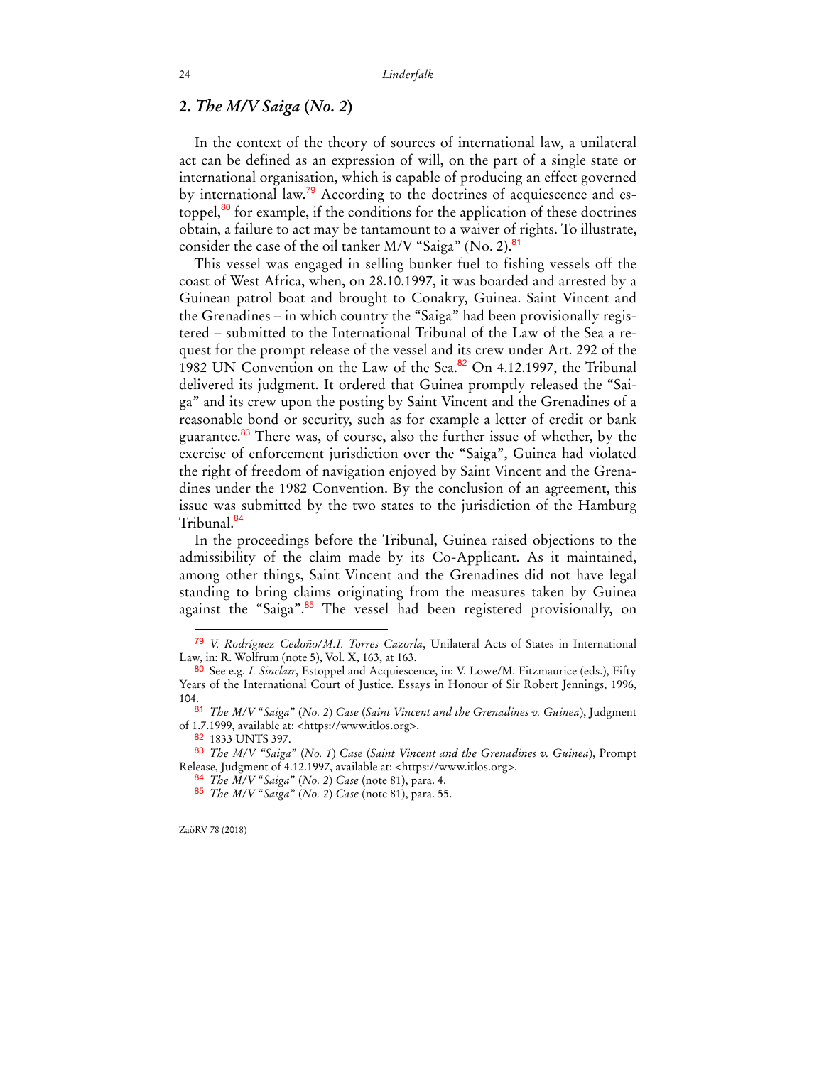## 2. *The M/V Saiga* (*No. 2*)

In the context of the theory of sources of international law, a unilateral act can be defined as an expression of will, on the part of a single state or international organisation, which is capable of producing an effect governed by international law.[79] According to the doctrines of acquiescence and estoppel,[80] for example, if the conditions for the application of these doctrines obtain, a failure to act may be tantamount to a waiver of rights. To illustrate, consider the case of the oil tanker M/V "Saiga" (No. 2).[81]

This vessel was engaged in selling bunker fuel to fishing vessels off the coast of West Africa, when, on 28.10.1997, it was boarded and arrested by a Guinean patrol boat and brought to Conakry, Guinea. Saint Vincent and the Grenadines – in which country the "Saiga" had been provisionally registered – submitted to the International Tribunal of the Law of the Sea a request for the prompt release of the vessel and its crew under Art. 292 of the 1982 UN Convention on the Law of the Sea.[82] On 4.12.1997, the Tribunal delivered its judgment. It ordered that Guinea promptly released the "Saiga" and its crew upon the posting by Saint Vincent and the Grenadines of a reasonable bond or security, such as for example a letter of credit or bank guarantee.[83] There was, of course, also the further issue of whether, by the exercise of enforcement jurisdiction over the "Saiga", Guinea had violated the right of freedom of navigation enjoyed by Saint Vincent and the Grenadines under the 1982 Convention. By the conclusion of an agreement, this issue was submitted by the two states to the jurisdiction of the Hamburg Tribunal.[84]

In the proceedings before the Tribunal, Guinea raised objections to the admissibility of the claim made by its Co-Applicant. As it maintained, among other things, Saint Vincent and the Grenadines did not have legal standing to bring claims originating from the measures taken by Guinea against the "Saiga".[85] The vessel had been registered provisionally, on

---

[79] *V. Rodríguez Cedoño/M.I. Torres Cazorla*, Unilateral Acts of States in International Law, in: R. Wolfrum (note 5), Vol. X, 163, at 163.

[80] See e.g. *I. Sinclair*, Estoppel and Acquiescence, in: V. Lowe/M. Fitzmaurice (eds.), Fifty Years of the International Court of Justice. Essays in Honour of Sir Robert Jennings, 1996, 104.

[81] *The M/V "Saiga" (No. 2) Case (Saint Vincent and the Grenadines v. Guinea)*, Judgment of 1.7.1999, available at: <https://www.itlos.org>.

[82] 1833 UNTS 397.

[83] *The M/V "Saiga" (No. 1) Case (Saint Vincent and the Grenadines v. Guinea)*, Prompt Release, Judgment of 4.12.1997, available at: <https://www.itlos.org>.

[84] *The M/V "Saiga" (No. 2) Case* (note 81), para. 4.

[85] *The M/V "Saiga" (No. 2) Case* (note 81), para. 55.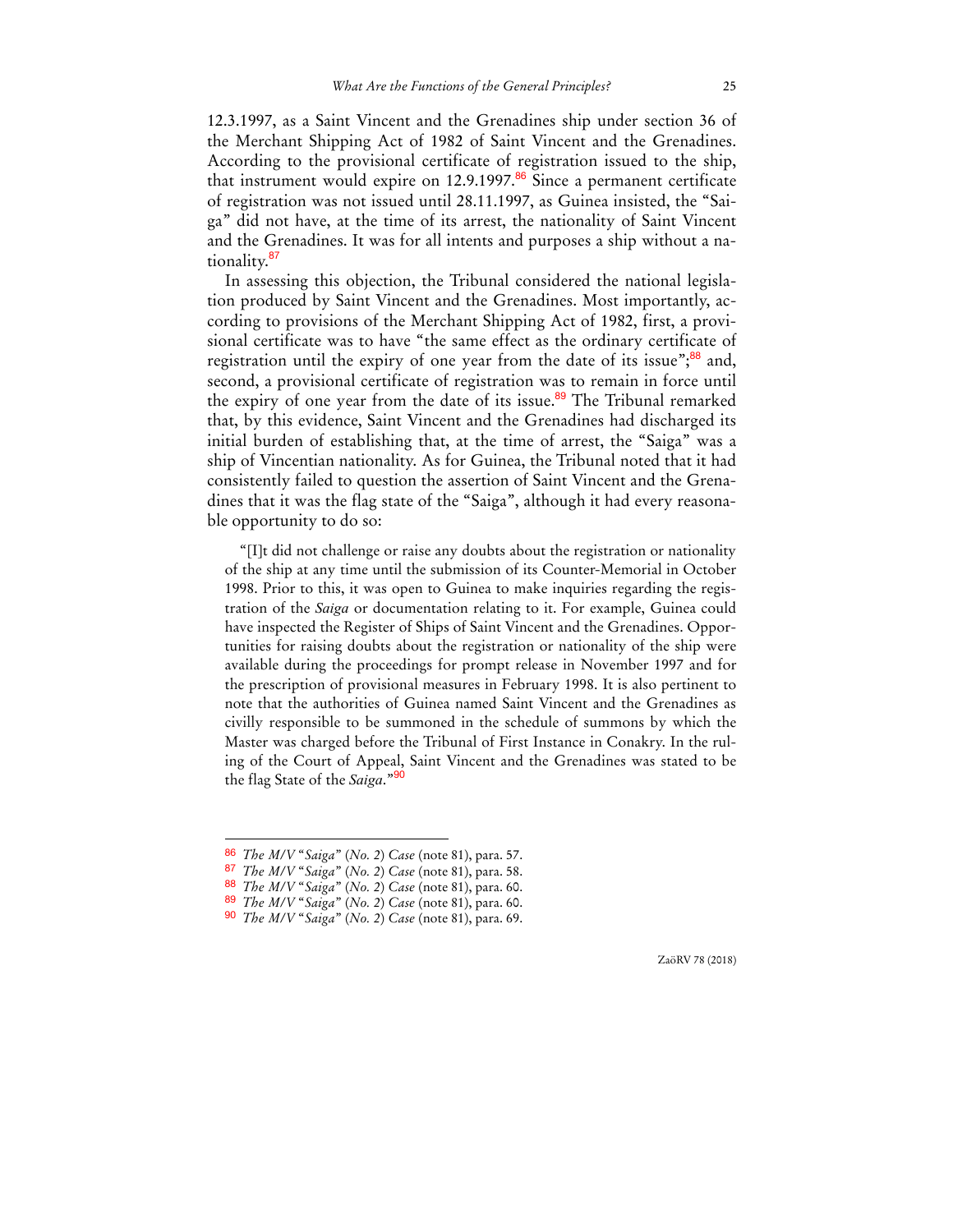12.3.1997, as a Saint Vincent and the Grenadines ship under section 36 of the Merchant Shipping Act of 1982 of Saint Vincent and the Grenadines. According to the provisional certificate of registration issued to the ship, that instrument would expire on 12.9.1997.[86] Since a permanent certificate of registration was not issued until 28.11.1997, as Guinea insisted, the "Saiga" did not have, at the time of its arrest, the nationality of Saint Vincent and the Grenadines. It was for all intents and purposes a ship without a nationality.[87]

In assessing this objection, the Tribunal considered the national legislation produced by Saint Vincent and the Grenadines. Most importantly, according to provisions of the Merchant Shipping Act of 1982, first, a provisional certificate was to have "the same effect as the ordinary certificate of registration until the expiry of one year from the date of its issue";[88] and, second, a provisional certificate of registration was to remain in force until the expiry of one year from the date of its issue.[89] The Tribunal remarked that, by this evidence, Saint Vincent and the Grenadines had discharged its initial burden of establishing that, at the time of arrest, the "Saiga" was a ship of Vincentian nationality. As for Guinea, the Tribunal noted that it had consistently failed to question the assertion of Saint Vincent and the Grenadines that it was the flag state of the "Saiga", although it had every reasonable opportunity to do so:

> "[I]t did not challenge or raise any doubts about the registration or nationality of the ship at any time until the submission of its Counter-Memorial in October 1998. Prior to this, it was open to Guinea to make inquiries regarding the registration of the *Saiga* or documentation relating to it. For example, Guinea could have inspected the Register of Ships of Saint Vincent and the Grenadines. Opportunities for raising doubts about the registration or nationality of the ship were available during the proceedings for prompt release in November 1997 and for the prescription of provisional measures in February 1998. It is also pertinent to note that the authorities of Guinea named Saint Vincent and the Grenadines as civilly responsible to be summoned in the schedule of summons by which the Master was charged before the Tribunal of First Instance in Conakry. In the ruling of the Court of Appeal, Saint Vincent and the Grenadines was stated to be the flag State of the *Saiga*."[90]

---

[86] *The M/V "Saiga" (No. 2) Case* (note 81), para. 57.

[87] *The M/V "Saiga" (No. 2) Case* (note 81), para. 58.

[88] *The M/V "Saiga" (No. 2) Case* (note 81), para. 60.

[89] *The M/V "Saiga" (No. 2) Case* (note 81), para. 60.

[90] *The M/V "Saiga" (No. 2) Case* (note 81), para. 69.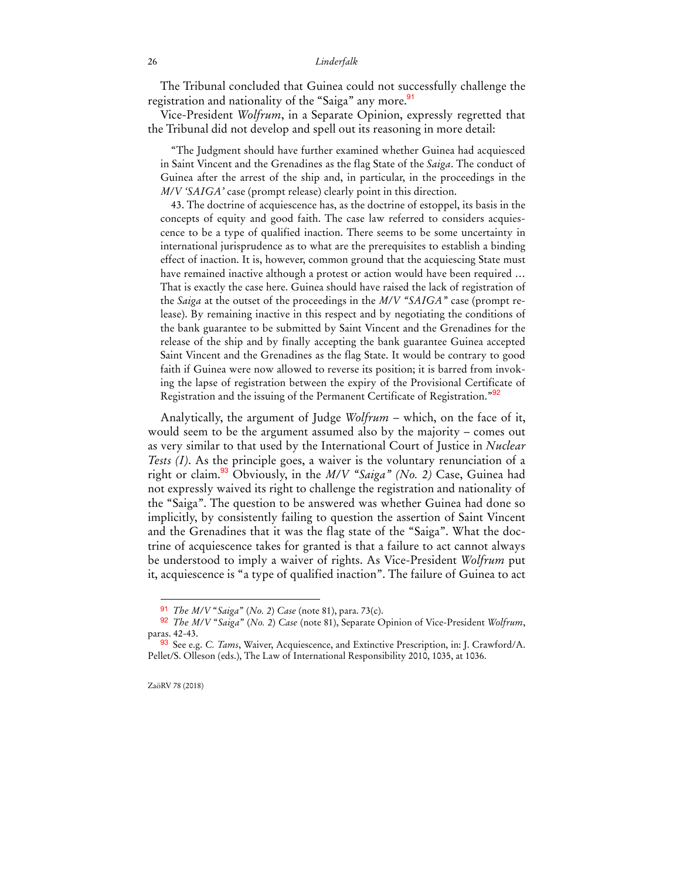The Tribunal concluded that Guinea could not successfully challenge the registration and nationality of the "Saiga" any more.[91]

Vice-President *Wolfrum*, in a Separate Opinion, expressly regretted that the Tribunal did not develop and spell out its reasoning in more detail:

> "The Judgment should have further examined whether Guinea had acquiesced in Saint Vincent and the Grenadines as the flag State of the *Saiga*. The conduct of Guinea after the arrest of the ship and, in particular, in the proceedings in the *M/V 'SAIGA'* case (prompt release) clearly point in this direction.
>
> 43. The doctrine of acquiescence has, as the doctrine of estoppel, its basis in the concepts of equity and good faith. The case law referred to considers acquiescence to be a type of qualified inaction. There seems to be some uncertainty in international jurisprudence as to what are the prerequisites to establish a binding effect of inaction. It is, however, common ground that the acquiescing State must have remained inactive although a protest or action would have been required … That is exactly the case here. Guinea should have raised the lack of registration of the *Saiga* at the outset of the proceedings in the *M/V "SAIGA"* case (prompt release). By remaining inactive in this respect and by negotiating the conditions of the bank guarantee to be submitted by Saint Vincent and the Grenadines for the release of the ship and by finally accepting the bank guarantee Guinea accepted Saint Vincent and the Grenadines as the flag State. It would be contrary to good faith if Guinea were now allowed to reverse its position; it is barred from invoking the lapse of registration between the expiry of the Provisional Certificate of Registration and the issuing of the Permanent Certificate of Registration."[92]

Analytically, the argument of Judge *Wolfrum* – which, on the face of it, would seem to be the argument assumed also by the majority – comes out as very similar to that used by the International Court of Justice in *Nuclear Tests (I)*. As the principle goes, a waiver is the voluntary renunciation of a right or claim.[93] Obviously, in the *M/V "Saiga" (No. 2)* Case, Guinea had not expressly waived its right to challenge the registration and nationality of the "Saiga". The question to be answered was whether Guinea had done so implicitly, by consistently failing to question the assertion of Saint Vincent and the Grenadines that it was the flag state of the "Saiga". What the doctrine of acquiescence takes for granted is that a failure to act cannot always be understood to imply a waiver of rights. As Vice-President *Wolfrum* put it, acquiescence is "a type of qualified inaction". The failure of Guinea to act

---

[91] *The M/V "Saiga" (No. 2) Case* (note 81), para. 73(c).

[92] *The M/V "Saiga" (No. 2) Case* (note 81), Separate Opinion of Vice-President *Wolfrum*, paras. 42-43.

[93] See e.g. *C. Tams*, Waiver, Acquiescence, and Extinctive Prescription, in: J. Crawford/A. Pellet/S. Olleson (eds.), The Law of International Responsibility 2010, 1035, at 1036.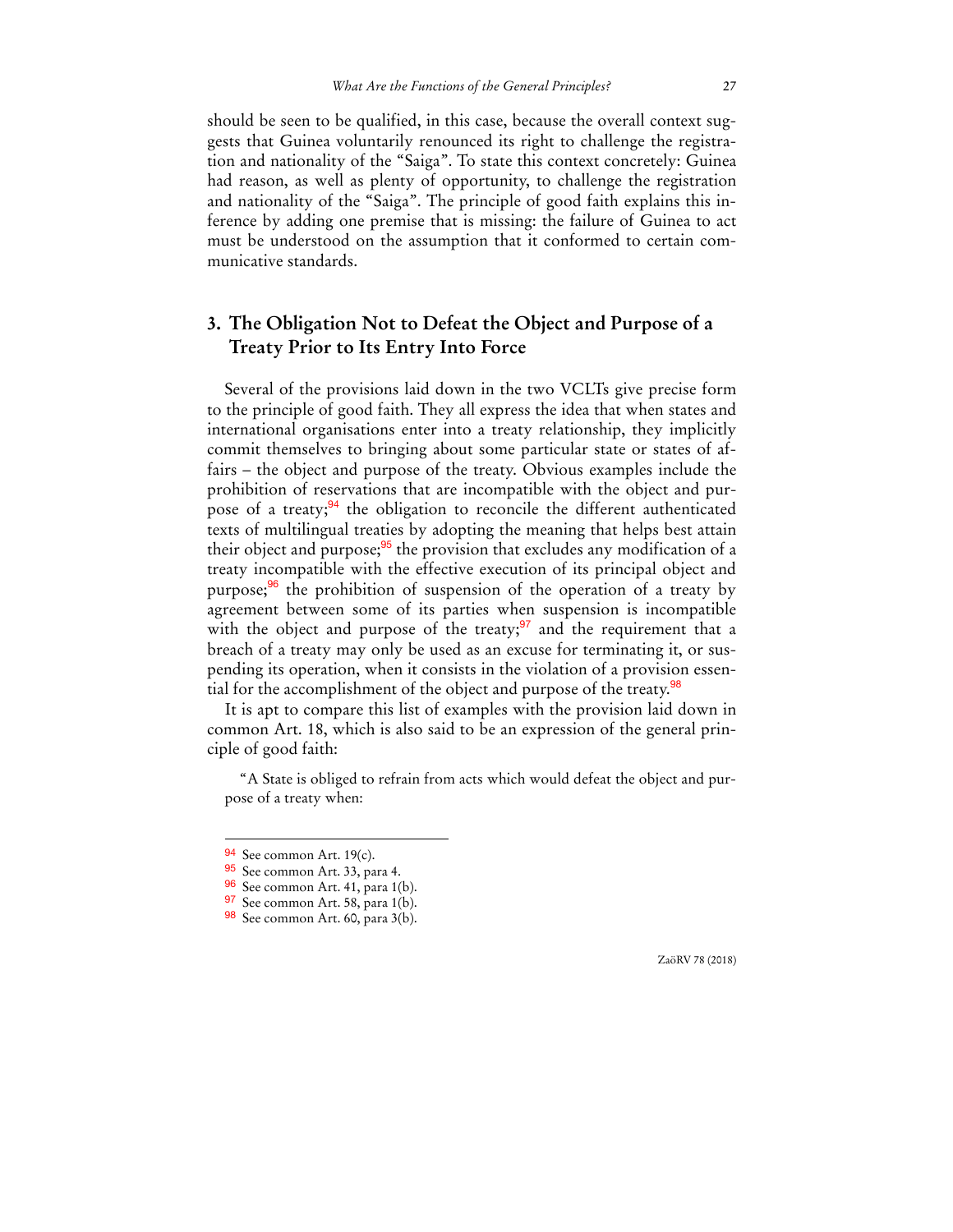should be seen to be qualified, in this case, because the overall context suggests that Guinea voluntarily renounced its right to challenge the registration and nationality of the "Saiga". To state this context concretely: Guinea had reason, as well as plenty of opportunity, to challenge the registration and nationality of the "Saiga". The principle of good faith explains this inference by adding one premise that is missing: the failure of Guinea to act must be understood on the assumption that it conformed to certain communicative standards.

## 3. The Obligation Not to Defeat the Object and Purpose of a Treaty Prior to Its Entry Into Force

Several of the provisions laid down in the two VCLTs give precise form to the principle of good faith. They all express the idea that when states and international organisations enter into a treaty relationship, they implicitly commit themselves to bringing about some particular state or states of affairs – the object and purpose of the treaty. Obvious examples include the prohibition of reservations that are incompatible with the object and purpose of a treaty;[94] the obligation to reconcile the different authenticated texts of multilingual treaties by adopting the meaning that helps best attain their object and purpose;[95] the provision that excludes any modification of a treaty incompatible with the effective execution of its principal object and purpose;[96] the prohibition of suspension of the operation of a treaty by agreement between some of its parties when suspension is incompatible with the object and purpose of the treaty;[97] and the requirement that a breach of a treaty may only be used as an excuse for terminating it, or suspending its operation, when it consists in the violation of a provision essential for the accomplishment of the object and purpose of the treaty.[98]

It is apt to compare this list of examples with the provision laid down in common Art. 18, which is also said to be an expression of the general principle of good faith:

> "A State is obliged to refrain from acts which would defeat the object and purpose of a treaty when:

---

[94] See common Art. 19(c).

[95] See common Art. 33, para 4.

[96] See common Art. 41, para 1(b).

[97] See common Art. 58, para 1(b).

[98] See common Art. 60, para 3(b).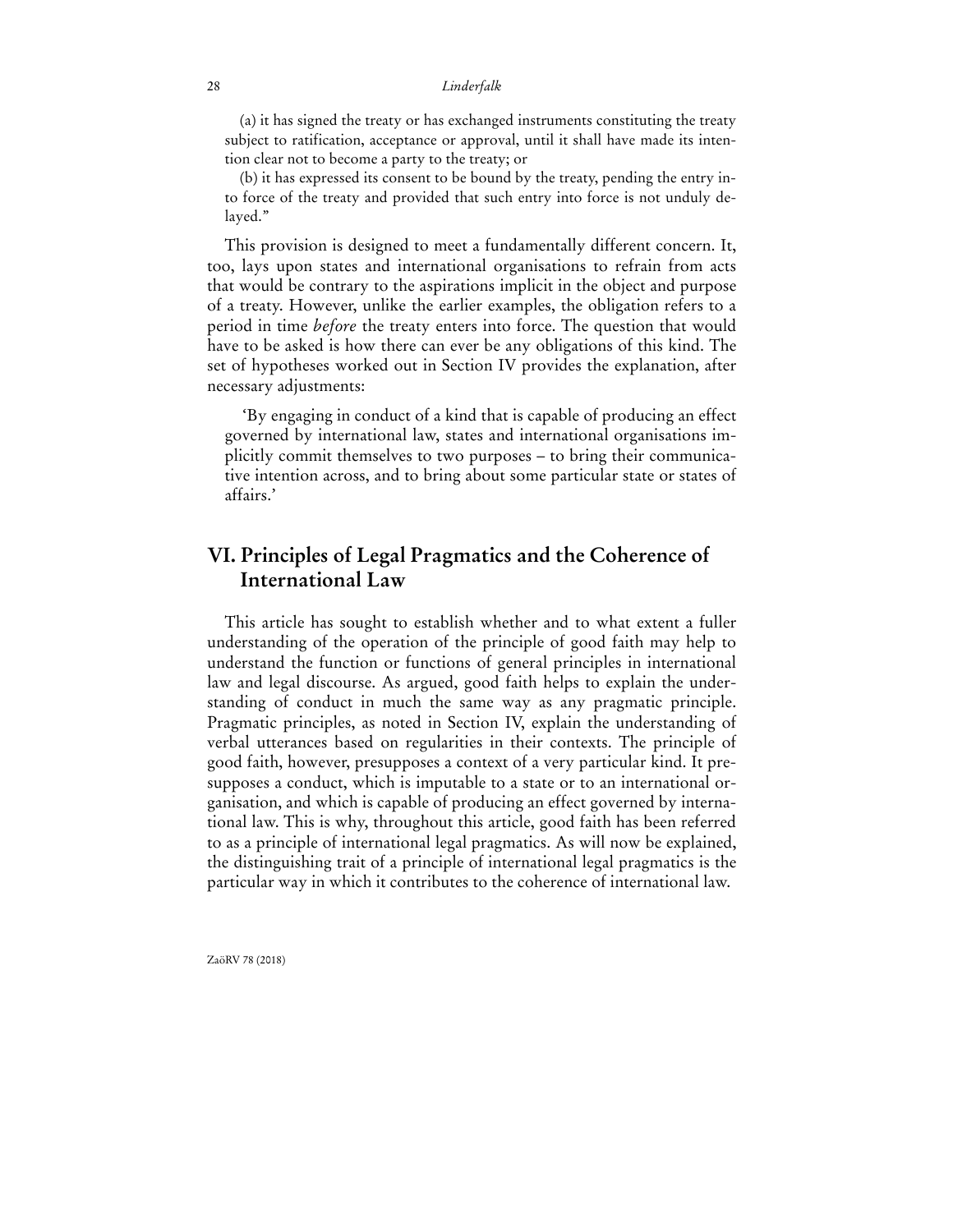(a) it has signed the treaty or has exchanged instruments constituting the treaty subject to ratification, acceptance or approval, until it shall have made its intention clear not to become a party to the treaty; or

(b) it has expressed its consent to be bound by the treaty, pending the entry into force of the treaty and provided that such entry into force is not unduly delayed."

This provision is designed to meet a fundamentally different concern. It, too, lays upon states and international organisations to refrain from acts that would be contrary to the aspirations implicit in the object and purpose of a treaty. However, unlike the earlier examples, the obligation refers to a period in time *before* the treaty enters into force. The question that would have to be asked is how there can ever be any obligations of this kind. The set of hypotheses worked out in Section IV provides the explanation, after necessary adjustments:

> 'By engaging in conduct of a kind that is capable of producing an effect governed by international law, states and international organisations implicitly commit themselves to two purposes – to bring their communicative intention across, and to bring about some particular state or states of affairs.'

## VI. Principles of Legal Pragmatics and the Coherence of International Law

This article has sought to establish whether and to what extent a fuller understanding of the operation of the principle of good faith may help to understand the function or functions of general principles in international law and legal discourse. As argued, good faith helps to explain the understanding of conduct in much the same way as any pragmatic principle. Pragmatic principles, as noted in Section IV, explain the understanding of verbal utterances based on regularities in their contexts. The principle of good faith, however, presupposes a context of a very particular kind. It presupposes a conduct, which is imputable to a state or to an international organisation, and which is capable of producing an effect governed by international law. This is why, throughout this article, good faith has been referred to as a principle of international legal pragmatics. As will now be explained, the distinguishing trait of a principle of international legal pragmatics is the particular way in which it contributes to the coherence of international law.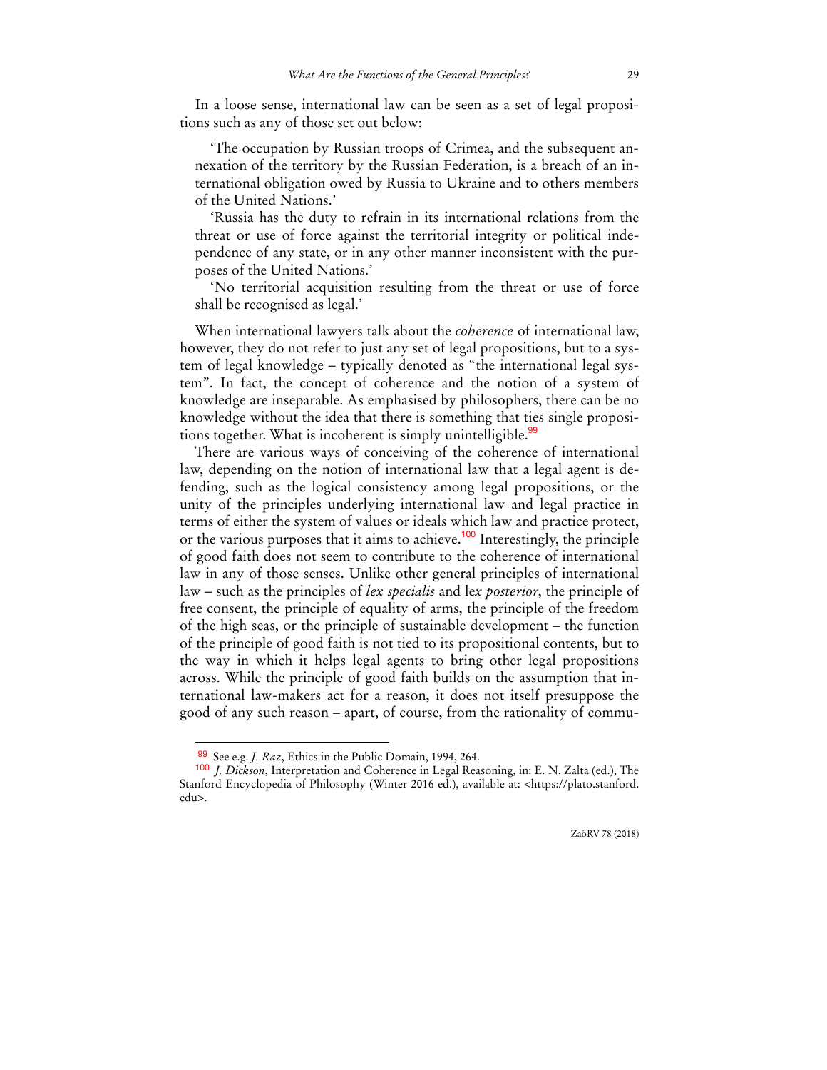In a loose sense, international law can be seen as a set of legal propositions such as any of those set out below:

> 'The occupation by Russian troops of Crimea, and the subsequent annexation of the territory by the Russian Federation, is a breach of an international obligation owed by Russia to Ukraine and to others members of the United Nations.'
>
> 'Russia has the duty to refrain in its international relations from the threat or use of force against the territorial integrity or political independence of any state, or in any other manner inconsistent with the purposes of the United Nations.'
>
> 'No territorial acquisition resulting from the threat or use of force shall be recognised as legal.'

When international lawyers talk about the *coherence* of international law, however, they do not refer to just any set of legal propositions, but to a system of legal knowledge – typically denoted as "the international legal system". In fact, the concept of coherence and the notion of a system of knowledge are inseparable. As emphasised by philosophers, there can be no knowledge without the idea that there is something that ties single propositions together. What is incoherent is simply unintelligible.[99]

There are various ways of conceiving of the coherence of international law, depending on the notion of international law that a legal agent is defending, such as the logical consistency among legal propositions, or the unity of the principles underlying international law and legal practice in terms of either the system of values or ideals which law and practice protect, or the various purposes that it aims to achieve.[100] Interestingly, the principle of good faith does not seem to contribute to the coherence of international law in any of those senses. Unlike other general principles of international law – such as the principles of *lex specialis* and le*x posterior*, the principle of free consent, the principle of equality of arms, the principle of the freedom of the high seas, or the principle of sustainable development – the function of the principle of good faith is not tied to its propositional contents, but to the way in which it helps legal agents to bring other legal propositions across. While the principle of good faith builds on the assumption that international law-makers act for a reason, it does not itself presuppose the good of any such reason – apart, of course, from the rationality of commu-

---

[99] See e.g. *J. Raz*, Ethics in the Public Domain, 1994, 264.

[100] *J. Dickson*, Interpretation and Coherence in Legal Reasoning, in: E. N. Zalta (ed.), The Stanford Encyclopedia of Philosophy (Winter 2016 ed.), available at: <https://plato.stanford.edu>.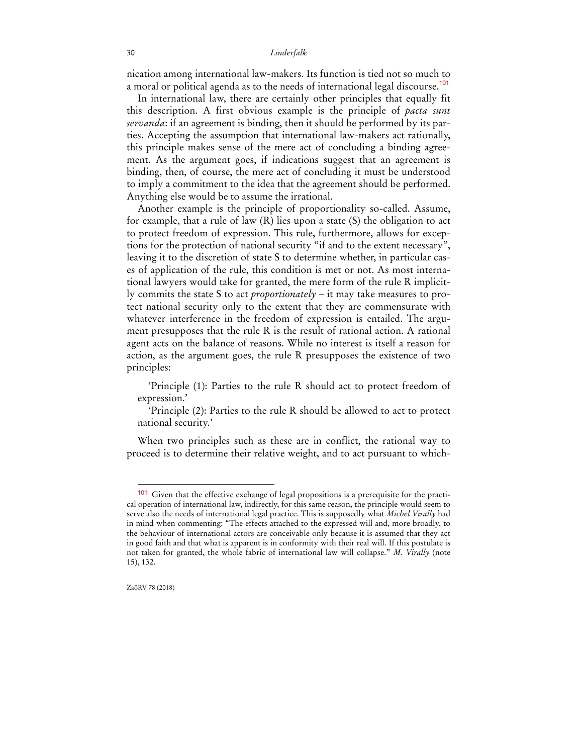nication among international law-makers. Its function is tied not so much to a moral or political agenda as to the needs of international legal discourse.[101]

In international law, there are certainly other principles that equally fit this description. A first obvious example is the principle of *pacta sunt servanda*: if an agreement is binding, then it should be performed by its parties. Accepting the assumption that international law-makers act rationally, this principle makes sense of the mere act of concluding a binding agreement. As the argument goes, if indications suggest that an agreement is binding, then, of course, the mere act of concluding it must be understood to imply a commitment to the idea that the agreement should be performed. Anything else would be to assume the irrational.

Another example is the principle of proportionality so-called. Assume, for example, that a rule of law (R) lies upon a state (S) the obligation to act to protect freedom of expression. This rule, furthermore, allows for exceptions for the protection of national security "if and to the extent necessary", leaving it to the discretion of state S to determine whether, in particular cases of application of the rule, this condition is met or not. As most international lawyers would take for granted, the mere form of the rule R implicitly commits the state S to act *proportionately* – it may take measures to protect national security only to the extent that they are commensurate with whatever interference in the freedom of expression is entailed. The argument presupposes that the rule R is the result of rational action. A rational agent acts on the balance of reasons. While no interest is itself a reason for action, as the argument goes, the rule R presupposes the existence of two principles:

> 'Principle (1): Parties to the rule R should act to protect freedom of expression.'
>
> 'Principle (2): Parties to the rule R should be allowed to act to protect national security.'

When two principles such as these are in conflict, the rational way to proceed is to determine their relative weight, and to act pursuant to which-

---

[101] Given that the effective exchange of legal propositions is a prerequisite for the practical operation of international law, indirectly, for this same reason, the principle would seem to serve also the needs of international legal practice. This is supposedly what *Michel Virally* had in mind when commenting: "The effects attached to the expressed will and, more broadly, to the behaviour of international actors are conceivable only because it is assumed that they act in good faith and that what is apparent is in conformity with their real will. If this postulate is not taken for granted, the whole fabric of international law will collapse." *M. Virally* (note 15), 132.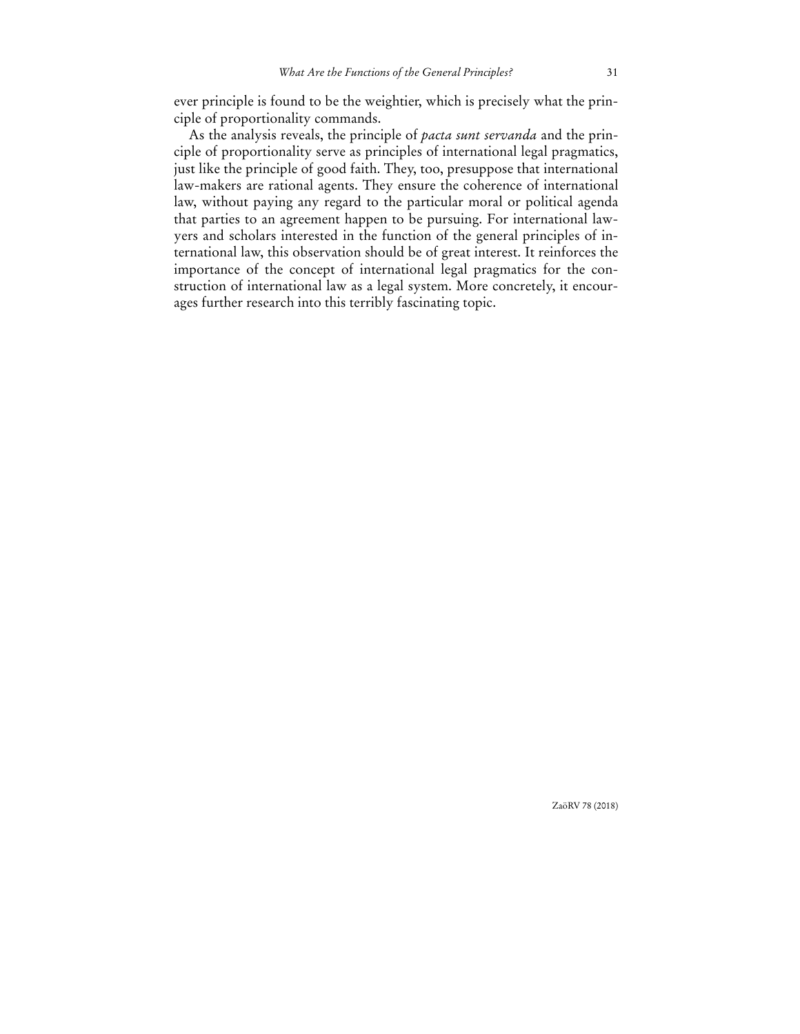ever principle is found to be the weightier, which is precisely what the principle of proportionality commands.

As the analysis reveals, the principle of *pacta sunt servanda* and the principle of proportionality serve as principles of international legal pragmatics, just like the principle of good faith. They, too, presuppose that international law-makers are rational agents. They ensure the coherence of international law, without paying any regard to the particular moral or political agenda that parties to an agreement happen to be pursuing. For international lawyers and scholars interested in the function of the general principles of international law, this observation should be of great interest. It reinforces the importance of the concept of international legal pragmatics for the construction of international law as a legal system. More concretely, it encourages further research into this terribly fascinating topic.